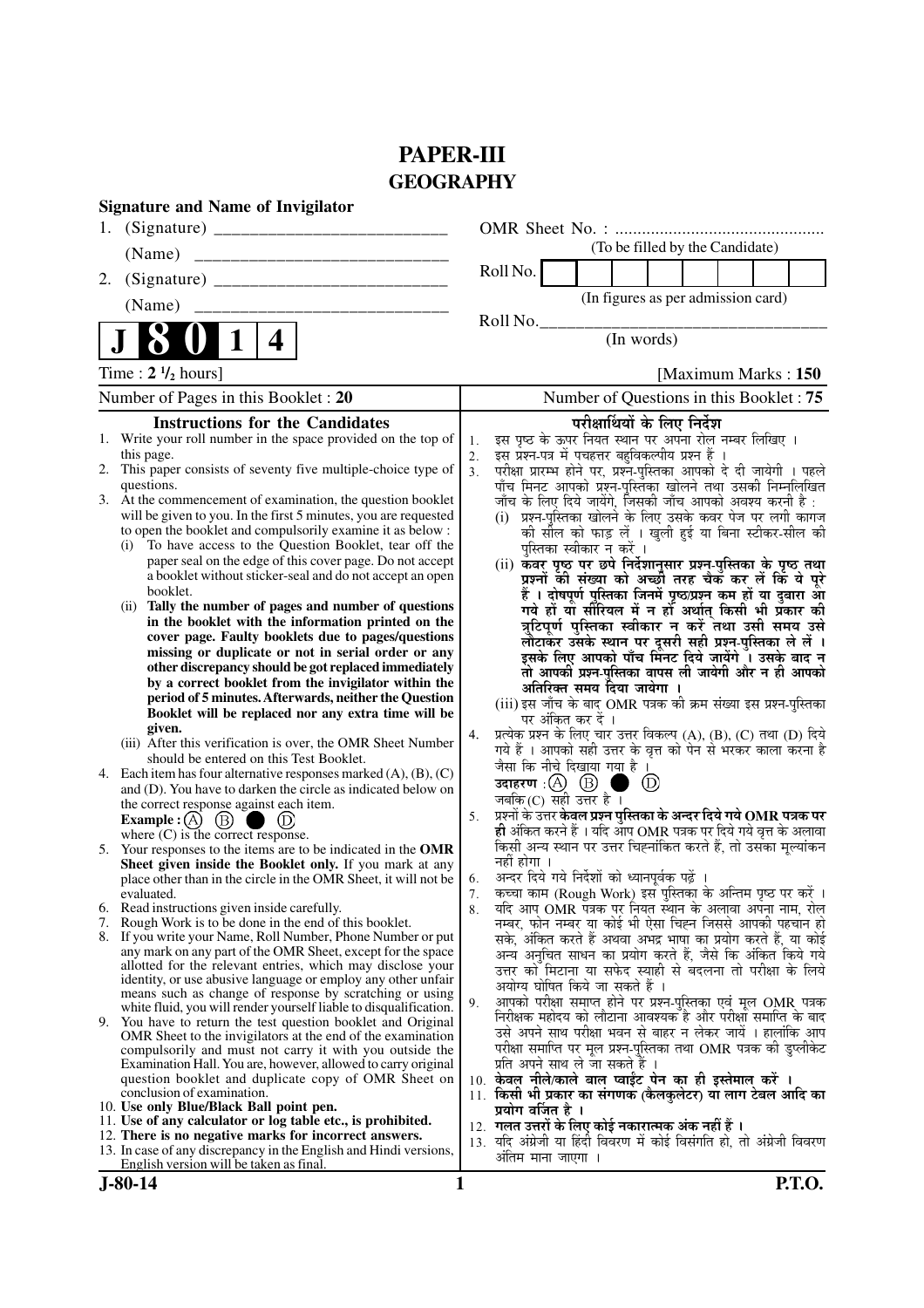# PAPER-III
## GEOGRAPHY

**Signature and Name of Invigilator**

1. (Signature) __________________________

   (Name) __________________________

2. (Signature) __________________________

   (Name) __________________________

OMR Sheet No. : ...............................................

(To be filled by the Candidate)

Roll No. | | | | | | | | |

(In figures as per admission card)

Roll No.________________________________

(In words)

**J 8 0 1 4**

Time : **2 ½ hours**] [Maximum Marks : **150**

Number of Pages in this Booklet : **20**

Number of Questions in this Booklet : **75**

### Instructions for the Candidates

1. Write your roll number in the space provided on the top of this page.
2. This paper consists of seventy five multiple-choice type of questions.
3. At the commencement of examination, the question booklet will be given to you. In the first 5 minutes, you are requested to open the booklet and compulsorily examine it as below :
   (i) To have access to the Question Booklet, tear off the paper seal on the edge of this cover page. Do not accept a booklet without sticker-seal and do not accept an open booklet.
   (ii) **Tally the number of pages and number of questions in the booklet with the information printed on the cover page. Faulty booklets due to pages/questions missing or duplicate or not in serial order or any other discrepancy should be got replaced immediately by a correct booklet from the invigilator within the period of 5 minutes. Afterwards, neither the Question Booklet will be replaced nor any extra time will be given.**
   (iii) After this verification is over, the OMR Sheet Number should be entered on this Test Booklet.
4. Each item has four alternative responses marked (A), (B), (C) and (D). You have to darken the circle as indicated below on the correct response against each item.
   **Example :** (A) (B) ● (D)
   where (C) is the correct response.
5. Your responses to the items are to be indicated in the **OMR Sheet given inside the Booklet only.** If you mark at any place other than in the circle in the OMR Sheet, it will not be evaluated.
6. Read instructions given inside carefully.
7. Rough Work is to be done in the end of this booklet.
8. If you write your Name, Roll Number, Phone Number or put any mark on any part of the OMR Sheet, except for the space allotted for the relevant entries, which may disclose your identity, or use abusive language or employ any other unfair means such as change of response by scratching or using white fluid, you will render yourself liable to disqualification.
9. You have to return the test question booklet and Original OMR Sheet to the invigilators at the end of the examination compulsorily and must not carry it with you outside the Examination Hall. You are, however, allowed to carry original question booklet and duplicate copy of OMR Sheet on conclusion of examination.
10. **Use only Blue/Black Ball point pen.**
11. **Use of any calculator or log table etc., is prohibited.**
12. **There is no negative marks for incorrect answers.**
13. In case of any discrepancy in the English and Hindi versions, English version will be taken as final.

### परीक्षार्थियों के लिए निर्देश

1. इस पृष्ठ के ऊपर नियत स्थान पर अपना रोल नम्बर लिखिए ।
2. इस प्रश्न-पत्र में पचहत्तर बहुविकल्पीय प्रश्न हैं ।
3. परीक्षा प्रारम्भ होने पर, प्रश्न-पुस्तिका आपको दे दी जायेगी । पहले पाँच मिनट आपको प्रश्न-पुस्तिका खोलने तथा उसकी निम्नलिखित जाँच के लिए दिये जायेंगे, जिसकी जाँच आपको अवश्य करनी है :
   (i) प्रश्न-पुस्तिका खोलने के लिए उसके कवर पेज पर लगी कागज की सील को फाड़ लें । खुली हुई या बिना स्टीकर-सील की पुस्तिका स्वीकार न करें ।
   (ii) **कवर पृष्ठ पर छपे निर्देशानुसार प्रश्न-पुस्तिका के पृष्ठ तथा प्रश्नों की संख्या को अच्छी तरह चैक कर लें कि ये पूरे हैं । दोषपूर्ण पुस्तिका जिनमें पृष्ठ/प्रश्न कम हों या दुबारा आ गये हों या सीरियल में न हों अर्थात् किसी भी प्रकार की त्रुटिपूर्ण पुस्तिका स्वीकार न करें तथा उसी समय उसे लौटाकर उसके स्थान पर दूसरी सही प्रश्न-पुस्तिका ले लें । इसके लिए आपको पाँच मिनट दिये जायेंगे । उसके बाद न तो आपकी प्रश्न-पुस्तिका वापस ली जायेगी और न ही आपको अतिरिक्त समय दिया जायेगा ।**
   (iii) इस जाँच के बाद OMR पत्रक की क्रम संख्या इस प्रश्न-पुस्तिका पर अंकित कर दें ।
4. प्रत्येक प्रश्न के लिए चार उत्तर विकल्प (A), (B), (C) तथा (D) दिये गये हैं । आपको सही उत्तर के वृत्त को पेन से भरकर काला करना है जैसा कि नीचे दिखाया गया है ।
   **उदाहरण :** (A) (B) ● (D)
   जबकि (C) सही उत्तर है ।
5. प्रश्नों के उत्तर **केवल प्रश्न पुस्तिका के अन्दर दिये गये OMR पत्रक पर ही** अंकित करने हैं । यदि आप OMR पत्रक पर दिये गये वृत्त के अलावा किसी अन्य स्थान पर उत्तर चिह्नांकित करते हैं, तो उसका मूल्यांकन नहीं होगा ।
6. अन्दर दिये गये निर्देशों को ध्यानपूर्वक पढ़ें ।
7. कच्चा काम (Rough Work) इस पुस्तिका के अन्तिम पृष्ठ पर करें ।
8. यदि आप OMR पत्रक पर नियत स्थान के अलावा अपना नाम, रोल नम्बर, फोन नम्बर या कोई भी ऐसा चिह्न जिससे आपकी पहचान हो सके, अंकित करते हैं अथवा अभद्र भाषा का प्रयोग करते हैं, या कोई अन्य अनुचित साधन का प्रयोग करते हैं, जैसे कि अंकित किये गये उत्तर को मिटाना या सफेद स्याही से बदलना तो परीक्षा के लिये अयोग्य घोषित किये जा सकते हैं ।
9. आपको परीक्षा समाप्त होने पर प्रश्न-पुस्तिका एवं मूल OMR पत्रक निरीक्षक महोदय को लौटाना आवश्यक है और परीक्षा समाप्ति के बाद उसे अपने साथ परीक्षा भवन से बाहर न लेकर जायें । हालांकि आप परीक्षा समाप्ति पर मूल प्रश्न-पुस्तिका तथा OMR पत्रक की डुप्लीकेट प्रति अपने साथ ले जा सकते हैं ।
10. **केवल नीले/काले बाल प्वाईंट पेन का ही इस्तेमाल करें ।**
11. **किसी भी प्रकार का संगणक (कैलकुलेटर) या लाग टेबल आदि का प्रयोग वर्जित है ।**
12. **गलत उत्तरों के लिए कोई नकारात्मक अंक नहीं हैं ।**
13. यदि अंग्रेजी या हिंदी विवरण में कोई विसंगति हो, तो अंग्रेजी विवरण अंतिम माना जाएगा ।

**J-80-14** **P.T.O.**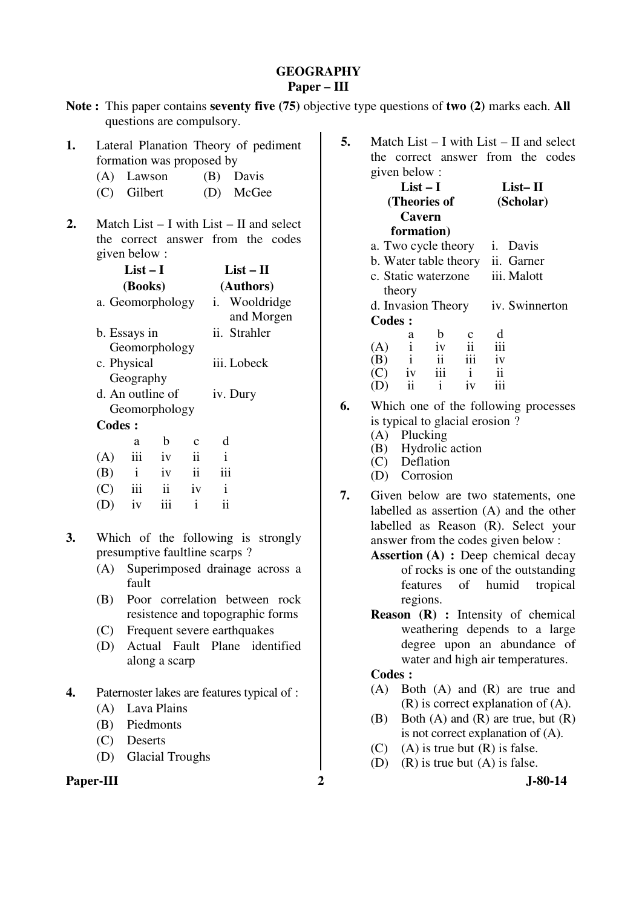# GEOGRAPHY

## Paper – III

**Note :** This paper contains **seventy five (75)** objective type questions of **two (2)** marks each. **All** questions are compulsory.

**1.** Lateral Planation Theory of pediment formation was proposed by

(A) Lawson (B) Davis
(C) Gilbert (D) McGee

**2.** Match List – I with List – II and select the correct answer from the codes given below :

| List – I (Books) | List – II (Authors) |
|---|---|
| a. Geomorphology | i. Wooldridge and Morgen |
| b. Essays in Geomorphology | ii. Strahler |
| c. Physical Geography | iii. Lobeck |
| d. An outline of Geomorphology | iv. Dury |

**Codes :**

| | a | b | c | d |
|---|---|---|---|---|
| (A) | iii | iv | ii | i |
| (B) | i | iv | ii | iii |
| (C) | iii | ii | iv | i |
| (D) | iv | iii | i | ii |

**3.** Which of the following is strongly presumptive faultline scarps ?

(A) Superimposed drainage across a fault
(B) Poor correlation between rock resistence and topographic forms
(C) Frequent severe earthquakes
(D) Actual Fault Plane identified along a scarp

**4.** Paternoster lakes are features typical of :

(A) Lava Plains
(B) Piedmonts
(C) Deserts
(D) Glacial Troughs

**5.** Match List – I with List – II and select the correct answer from the codes given below :

| List – I (Theories of Cavern formation) | List– II (Scholar) |
|---|---|
| a. Two cycle theory | i. Davis |
| b. Water table theory | ii. Garner |
| c. Static waterzone theory | iii. Malott |
| d. Invasion Theory | iv. Swinnerton |

**Codes :**

| | a | b | c | d |
|---|---|---|---|---|
| (A) | i | iv | ii | iii |
| (B) | i | ii | iii | iv |
| (C) | iv | iii | i | ii |
| (D) | ii | i | iv | iii |

**6.** Which one of the following processes is typical to glacial erosion ?

(A) Plucking
(B) Hydrolic action
(C) Deflation
(D) Corrosion

**7.** Given below are two statements, one labelled as assertion (A) and the other labelled as Reason (R). Select your answer from the codes given below :

**Assertion (A) :** Deep chemical decay of rocks is one of the outstanding features of humid tropical regions.

**Reason (R) :** Intensity of chemical weathering depends to a large degree upon an abundance of water and high air temperatures.

**Codes :**

(A) Both (A) and (R) are true and (R) is correct explanation of (A).
(B) Both (A) and (R) are true, but (R) is not correct explanation of (A).
(C) (A) is true but (R) is false.
(D) (R) is true but (A) is false.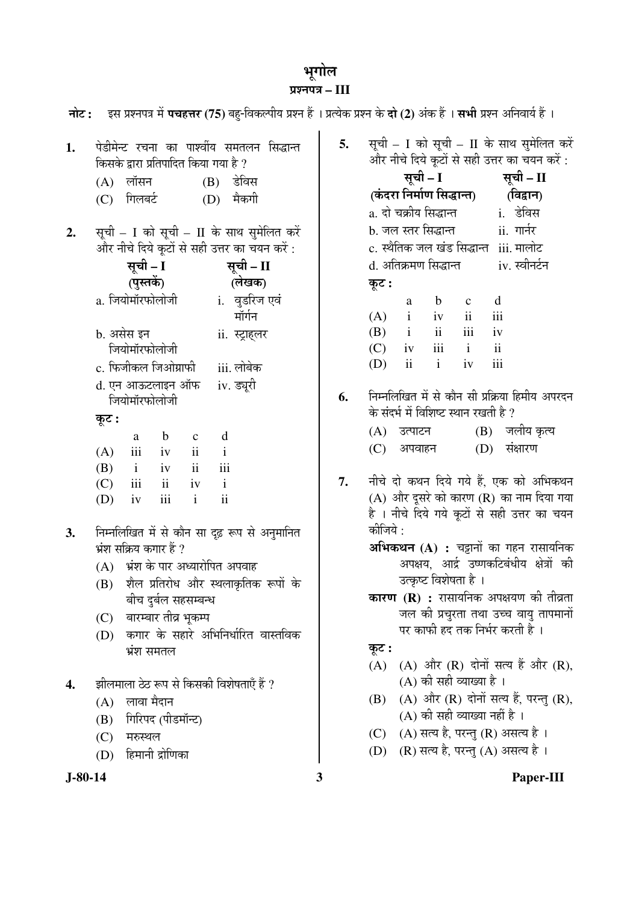# भूगोल

## प्रश्नपत्र – III

**नोट :** इस प्रश्नपत्र में **पचहत्तर (75)** बहु-विकल्पीय प्रश्न हैं । प्रत्येक प्रश्न के **दो (2)** अंक हैं । **सभी** प्रश्न अनिवार्य हैं ।

**1.** पेडीमेन्ट रचना का पार्श्वीय समतलन सिद्धान्त किसके द्वारा प्रतिपादित किया गया है ?

(A) लॉसन
(B) डेविस
(C) गिलबर्ट
(D) मैकगी

**2.** सूची – I को सूची – II के साथ सुमेलित करें और नीचे दिये कूटों से सही उत्तर का चयन करें :

| सूची – I (पुस्तकें) | सूची – II (लेखक) |
|---|---|
| a. जियोमॉरफोलोजी | i. वुडरिज एवं मॉर्गन |
| b. असेस इन जियोमॉरफोलोजी | ii. स्ट्राह्लर |
| c. फिजीकल जिओग्राफी | iii. लोबेक |
| d. एन आऊटलाइन ऑफ जियोमॉरफोलोजी | iv. ड्यूरी |

**कूट :**

| | a | b | c | d |
|---|---|---|---|---|
| (A) | iii | iv | ii | i |
| (B) | i | iv | ii | iii |
| (C) | iii | ii | iv | i |
| (D) | iv | iii | i | ii |

**3.** निम्नलिखित में से कौन सा दृढ़ रूप से अनुमानित भ्रंश सक्रिय कगार हैं ?

(A) भ्रंश के पार अध्यारोपित अपवाह
(B) शैल प्रतिरोध और स्थलाकृतिक रूपों के बीच दुर्बल सहसम्बन्ध
(C) बारम्बार तीव्र भूकम्प
(D) कगार के सहारे अभिनिर्धारित वास्तविक भ्रंश समतल

**4.** झीलमाला ठेठ रूप से किसकी विशेषताएँ हैं ?

(A) लावा मैदान
(B) गिरिपद (पीडमॉन्ट)
(C) मरुस्थल
(D) हिमानी द्रोणिका

**5.** सूची – I को सूची – II के साथ सुमेलित करें और नीचे दिये कूटों से सही उत्तर का चयन करें :

| सूची – I (कंदरा निर्माण सिद्धान्त) | सूची – II (विद्वान) |
|---|---|
| a. दो चक्रीय सिद्धान्त | i. डेविस |
| b. जल स्तर सिद्धान्त | ii. गार्नर |
| c. स्थैतिक जल खंड सिद्धान्त | iii. मालोट |
| d. अतिक्रमण सिद्धान्त | iv. स्वीनर्टन |

**कूट :**

| | a | b | c | d |
|---|---|---|---|---|
| (A) | i | iv | ii | iii |
| (B) | i | ii | iii | iv |
| (C) | iv | iii | i | ii |
| (D) | ii | i | iv | iii |

**6.** निम्नलिखित में से कौन सी प्रक्रिया हिमीय अपरदन के संदर्भ में विशिष्ट स्थान रखती है ?

(A) उत्पाटन
(B) जलीय कृत्य
(C) अपवाहन
(D) संक्षारण

**7.** नीचे दो कथन दिये गये हैं, एक को अभिकथन (A) और दूसरे को कारण (R) का नाम दिया गया है । नीचे दिये गये कूटों से सही उत्तर का चयन कीजिये :

**अभिकथन (A) :** चट्टानों का गहन रासायनिक अपक्षय, आर्द्र उष्णकटिबंधीय क्षेत्रों की उत्कृष्ट विशेषता है ।

**कारण (R) :** रासायनिक अपक्षयण की तीव्रता जल की प्रचुरता तथा उच्च वायु तापमानों पर काफी हद तक निर्भर करती है ।

**कूट :**

(A) (A) और (R) दोनों सत्य हैं और (R), (A) की सही व्याख्या है ।
(B) (A) और (R) दोनों सत्य हैं, परन्तु (R), (A) की सही व्याख्या नहीं है ।
(C) (A) सत्य है, परन्तु (R) असत्य है ।
(D) (R) सत्य है, परन्तु (A) असत्य है ।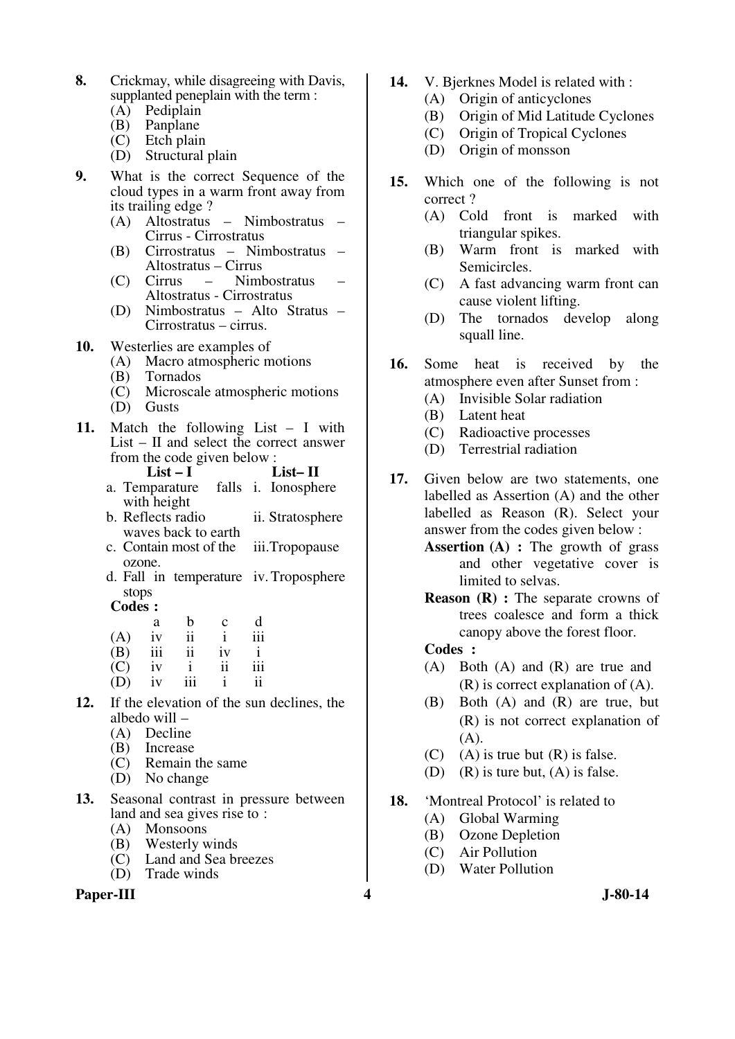**8.** Crickmay, while disagreeing with Davis, supplanted peneplain with the term :

(A) Pediplain
(B) Panplane
(C) Etch plain
(D) Structural plain

**9.** What is the correct Sequence of the cloud types in a warm front away from its trailing edge ?

(A) Altostratus – Nimbostratus – Cirrus - Cirrostratus
(B) Cirrostratus – Nimbostratus – Altostratus – Cirrus
(C) Cirrus – Nimbostratus – Altostratus - Cirrostratus
(D) Nimbostratus – Alto Stratus – Cirrostratus – cirrus.

**10.** Westerlies are examples of

(A) Macro atmospheric motions
(B) Tornados
(C) Microscale atmospheric motions
(D) Gusts

**11.** Match the following List – I with List – II and select the correct answer from the code given below :

| List – I | List– II |
|---|---|
| a. Temparature falls with height | i. Ionosphere |
| b. Reflects radio waves back to earth | ii. Stratosphere |
| c. Contain most of the ozone. | iii. Tropopause |
| d. Fall in temperature stops | iv. Troposphere |

**Codes :**

| | a | b | c | d |
|---|---|---|---|---|
| (A) | iv | ii | i | iii |
| (B) | iii | ii | iv | i |
| (C) | iv | i | ii | iii |
| (D) | iv | iii | i | ii |

**12.** If the elevation of the sun declines, the albedo will –

(A) Decline
(B) Increase
(C) Remain the same
(D) No change

**13.** Seasonal contrast in pressure between land and sea gives rise to :

(A) Monsoons
(B) Westerly winds
(C) Land and Sea breezes
(D) Trade winds

**14.** V. Bjerknes Model is related with :

(A) Origin of anticyclones
(B) Origin of Mid Latitude Cyclones
(C) Origin of Tropical Cyclones
(D) Origin of monsson

**15.** Which one of the following is not correct ?

(A) Cold front is marked with triangular spikes.
(B) Warm front is marked with Semicircles.
(C) A fast advancing warm front can cause violent lifting.
(D) The tornados develop along squall line.

**16.** Some heat is received by the atmosphere even after Sunset from :

(A) Invisible Solar radiation
(B) Latent heat
(C) Radioactive processes
(D) Terrestrial radiation

**17.** Given below are two statements, one labelled as Assertion (A) and the other labelled as Reason (R). Select your answer from the codes given below :

**Assertion (A) :** The growth of grass and other vegetative cover is limited to selvas.

**Reason (R) :** The separate crowns of trees coalesce and form a thick canopy above the forest floor.

**Codes :**

(A) Both (A) and (R) are true and (R) is correct explanation of (A).
(B) Both (A) and (R) are true, but (R) is not correct explanation of (A).
(C) (A) is true but (R) is false.
(D) (R) is ture but, (A) is false.

**18.** 'Montreal Protocol' is related to

(A) Global Warming
(B) Ozone Depletion
(C) Air Pollution
(D) Water Pollution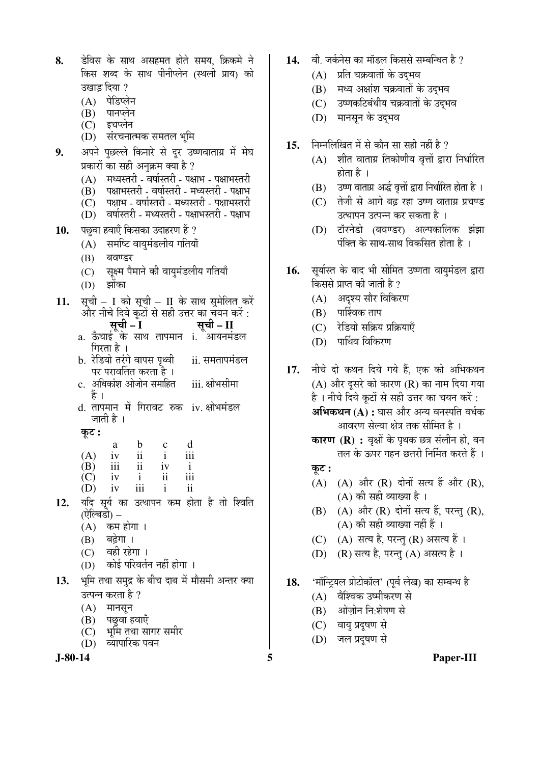8. डेविस के साथ असहमत होते समय, क्रिकमे ने किस शब्द के साथ पीनीप्लेन (स्थली प्राय) को उखाड़ दिया ?
   (A) पेडिप्लेन
   (B) पानप्लेन
   (C) इचप्लेन
   (D) संरचनात्मक समतल भूमि

9. अपने पुछल्ले किनारे से दूर उष्णवाताग्र में मेघ प्रकारों का सही अनुक्रम क्या है ?
   (A) मध्यस्तरी - वर्षास्तरी - पक्षाभ - पक्षाभस्तरी
   (B) पक्षाभस्तरी - वर्षास्तरी - मध्यस्तरी - पक्षाभ
   (C) पक्षाभ - वर्षास्तरी - मध्यस्तरी - पक्षाभस्तरी
   (D) वर्षास्तरी - मध्यस्तरी - पक्षाभस्तरी - पक्षाभ

10. पछुवा हवाएँ किसका उदाहरण हैं ?
   (A) समष्टि वायुमंडलीय गतियाँ
   (B) बवण्डर
   (C) सूक्ष्म पैमाने की वायुमंडलीय गतियाँ
   (D) झोंका

11. सूची – I को सूची – II के साथ सुमेलित करें और नीचे दिये कूटों से सही उत्तर का चयन करें :

| सूची – I | सूची – II |
|---|---|
| a. ऊँचाई के साथ तापमान गिरता है । | i. आयनमंडल |
| b. रेडियो तरंगे वापस पृथ्वी पर परावर्तित करता है । | ii. समतापमंडल |
| c. अधिकांश ओजोन समाहित हैं । | iii. क्षोभसीमा |
| d. तापमान में गिरावट रुक जाती है । | iv. क्षोभमंडल |

   **कूट :**

| | a | b | c | d |
|---|---|---|---|---|
| (A) | iv | ii | i | iii |
| (B) | iii | ii | iv | i |
| (C) | iv | i | ii | iii |
| (D) | iv | iii | i | ii |

12. यदि सूर्य का उत्थापन कम होता है तो श्विति (ऐल्बिडो) –
   (A) कम होगा ।
   (B) बढ़ेगा ।
   (C) वही रहेगा ।
   (D) कोई परिवर्तन नहीं होगा ।

13. भूमि तथा समुद्र के बीच दाब में मौसमी अन्तर क्या उत्पन्न करता है ?
   (A) मानसून
   (B) पछुवा हवाएँ
   (C) भूमि तथा सागर समीर
   (D) व्यापारिक पवन

14. वी. जर्कनेस का मॉडल किससे सम्बन्धित है ?
   (A) प्रति चक्रवातों के उद्भव
   (B) मध्य अक्षांश चक्रवातों के उद्भव
   (C) उष्णकटिबंधीय चक्रवातों के उद्भव
   (D) मानसून के उद्भव

15. निम्नलिखित में से कौन सा सही नहीं है ?
   (A) शीत वाताग्र तिकोणीय वृत्तों द्वारा निर्धारित होता है ।
   (B) उष्ण वाताग्र अर्द्ध वृत्तों द्वारा निर्धारित होता है ।
   (C) तेजी से आगे बढ़ रहा उष्ण वाताग्र प्रचण्ड उत्थापन उत्पन्न कर सकता है ।
   (D) टॉरनेडो (बवण्डर) अल्पकालिक झंझा पंक्ति के साथ-साथ विकसित होता है ।

16. सूर्यास्त के बाद भी सीमित उष्णता वायुमंडल द्वारा किससे प्राप्त की जाती है ?
   (A) अदृश्य सौर विकिरण
   (B) पार्श्विक ताप
   (C) रेडियो सक्रिय प्रक्रियाएँ
   (D) पार्थिव विकिरण

17. नीचे दो कथन दिये गये हैं, एक को अभिकथन (A) और दूसरे को कारण (R) का नाम दिया गया है । नीचे दिये कूटों से सही उत्तर का चयन करें :
   **अभिकथन (A) :** घास और अन्य वनस्पति वर्धक आवरण सेल्वा क्षेत्र तक सीमित है ।
   **कारण (R) :** वृक्षों के पृथक छत्र संलीन हो, वन तल के ऊपर गहन छतरी निर्मित करते हैं ।
   **कूट :**
   (A) (A) और (R) दोनों सत्य हैं और (R), (A) की सही व्याख्या है ।
   (B) (A) और (R) दोनों सत्य हैं, परन्तु (R), (A) की सही व्याख्या नहीं हैं ।
   (C) (A) सत्य है, परन्तु (R) असत्य हैं ।
   (D) (R) सत्य है, परन्तु (A) असत्य है ।

18. 'मॉन्ट्रियल प्रोटोकॉल' (पूर्व लेख) का सम्बन्ध है
   (A) वैश्विक उष्मीकरण से
   (B) ओज़ोन नि:शेषण से
   (C) वायु प्रदूषण से
   (D) जल प्रदूषण से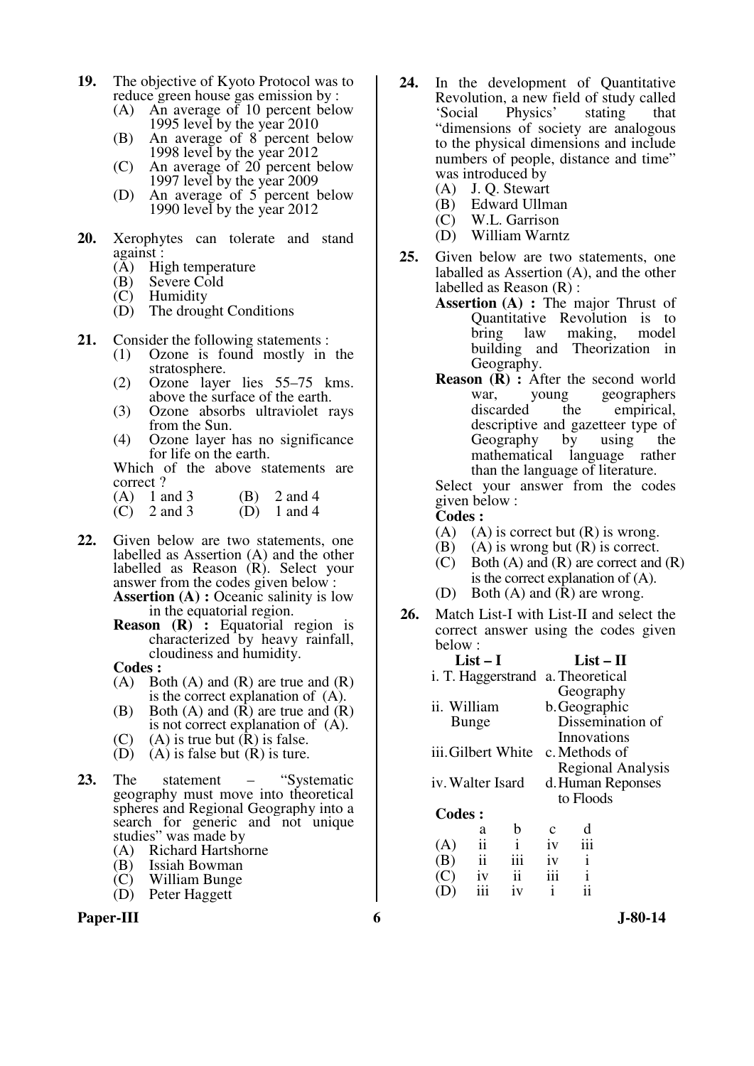**19.** The objective of Kyoto Protocol was to reduce green house gas emission by :

(A) An average of 10 percent below 1995 level by the year 2010
(B) An average of 8 percent below 1998 level by the year 2012
(C) An average of 20 percent below 1997 level by the year 2009
(D) An average of 5 percent below 1990 level by the year 2012

**20.** Xerophytes can tolerate and stand against :

(A) High temperature
(B) Severe Cold
(C) Humidity
(D) The drought Conditions

**21.** Consider the following statements :

(1) Ozone is found mostly in the stratosphere.
(2) Ozone layer lies 55–75 kms. above the surface of the earth.
(3) Ozone absorbs ultraviolet rays from the Sun.
(4) Ozone layer has no significance for life on the earth.

Which of the above statements are correct ?

(A) 1 and 3 (B) 2 and 4
(C) 2 and 3 (D) 1 and 4

**22.** Given below are two statements, one labelled as Assertion (A) and the other labelled as Reason (R). Select your answer from the codes given below :

**Assertion (A) :** Oceanic salinity is low in the equatorial region.

**Reason (R) :** Equatorial region is characterized by heavy rainfall, cloudiness and humidity.

**Codes :**

(A) Both (A) and (R) are true and (R) is the correct explanation of (A).
(B) Both (A) and (R) are true and (R) is not correct explanation of (A).
(C) (A) is true but (R) is false.
(D) (A) is false but (R) is ture.

**23.** The statement – "Systematic geography must move into theoretical spheres and Regional Geography into a search for generic and not unique studies" was made by

(A) Richard Hartshorne
(B) Issiah Bowman
(C) William Bunge
(D) Peter Haggett

**24.** In the development of Quantitative Revolution, a new field of study called 'Social Physics' stating that "dimensions of society are analogous to the physical dimensions and include numbers of people, distance and time" was introduced by

(A) J. Q. Stewart
(B) Edward Ullman
(C) W.L. Garrison
(D) William Warntz

**25.** Given below are two statements, one laballed as Assertion (A), and the other labelled as Reason (R) :

**Assertion (A) :** The major Thrust of Quantitative Revolution is to bring law making, model building and Theorization in Geography.

**Reason (R) :** After the second world war, young geographers discarded the empirical, descriptive and gazetteer type of Geography by using the mathematical language rather than the language of literature.

Select your answer from the codes given below :

**Codes :**

(A) (A) is correct but (R) is wrong.
(B) (A) is wrong but (R) is correct.
(C) Both (A) and (R) are correct and (R) is the correct explanation of (A).
(D) Both (A) and (R) are wrong.

**26.** Match List-I with List-II and select the correct answer using the codes given below :

| List – I | List – II |
|---|---|
| i. T. Haggerstrand | a. Theoretical Geography |
| ii. William Bunge | b. Geographic Dissemination of Innovations |
| iii. Gilbert White | c. Methods of Regional Analysis |
| iv. Walter Isard | d. Human Reponses to Floods |

**Codes :**

| | a | b | c | d |
|---|---|---|---|---|
| (A) | ii | i | iv | iii |
| (B) | ii | iii | iv | i |
| (C) | iv | ii | iii | i |
| (D) | iii | iv | i | ii |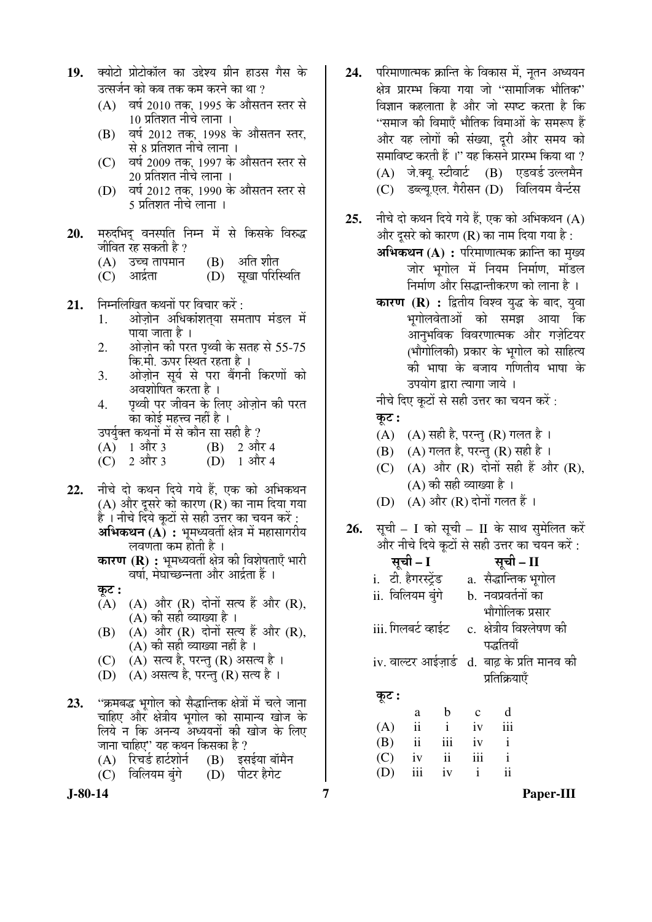19. क्योटो प्रोटोकॉल का उद्देश्य ग्रीन हाउस गैस के उत्सर्जन को कब तक कम करने का था ?
    (A) वर्ष 2010 तक, 1995 के औसतन स्तर से 10 प्रतिशत नीचे लाना ।
    (B) वर्ष 2012 तक, 1998 के औसतन स्तर, से 8 प्रतिशत नीचे लाना ।
    (C) वर्ष 2009 तक, 1997 के औसतन स्तर से 20 प्रतिशत नीचे लाना ।
    (D) वर्ष 2012 तक, 1990 के औसतन स्तर से 5 प्रतिशत नीचे लाना ।

20. मरुदभिद् वनस्पति निम्न में से किसके विरुद्ध जीवित रह सकती है ?
    (A) उच्च तापमान (B) अति शीत
    (C) आर्द्रता (D) सूखा परिस्थिति

21. निम्नलिखित कथनों पर विचार करें :
    1. ओज़ोन अधिकांशतया समताप मंडल में पाया जाता है ।
    2. ओज़ोन की परत पृथ्वी के सतह से 55-75 कि.मी. ऊपर स्थित रहता है ।
    3. ओज़ोन सूर्य से परा बैंगनी किरणों को अवशोषित करता है ।
    4. पृथ्वी पर जीवन के लिए ओज़ोन की परत का कोई महत्त्व नहीं है ।

    उपर्युक्त कथनों में से कौन सा सही है ?
    (A) 1 और 3 (B) 2 और 4
    (C) 2 और 3 (D) 1 और 4

22. नीचे दो कथन दिये गये हैं, एक को अभिकथन (A) और दूसरे को कारण (R) का नाम दिया गया है । नीचे दिये कूटों से सही उत्तर का चयन करें :
    **अभिकथन (A) :** भूमध्यवर्ती क्षेत्र में महासागरीय लवणता कम होती है ।
    **कारण (R) :** भूमध्यवर्ती क्षेत्र की विशेषताएँ भारी वर्षा, मेघाच्छन्नता और आर्द्रता हैं ।

    **कूट :**
    (A) (A) और (R) दोनों सत्य हैं और (R), (A) की सही व्याख्या है ।
    (B) (A) और (R) दोनों सत्य हैं और (R), (A) की सही व्याख्या नहीं है ।
    (C) (A) सत्य है, परन्तु (R) असत्य है ।
    (D) (A) असत्य है, परन्तु (R) सत्य है ।

23. "क्रमबद्ध भूगोल को सैद्धान्तिक क्षेत्रों में चले जाना चाहिए और क्षेत्रीय भूगोल को सामान्य खोज के लिये न कि अनन्य अध्ययनों की खोज के लिए जाना चाहिए" यह कथन किसका है ?
    (A) रिचर्ड हार्टशोर्न (B) इसईया बॉमैन
    (C) विलियम बुंगे (D) पीटर हैगेट

24. परिमाणात्मक क्रान्ति के विकास में, नूतन अध्ययन क्षेत्र प्रारम्भ किया गया जो "सामाजिक भौतिक" विज्ञान कहलाता है और जो स्पष्ट करता है कि "समाज की विमाएँ भौतिक विमाओं के समरूप हैं और यह लोगों की संख्या, दूरी और समय को समाविष्ट करती हैं ।" यह किसने प्रारम्भ किया था ?
    (A) जे.क्यू. स्टीवार्ट (B) एडवर्ड उल्लमैन
    (C) डब्ल्यू.एल. गैरीसन (D) विलियम वैन्र्टस

25. नीचे दो कथन दिये गये हैं, एक को अभिकथन (A) और दूसरे को कारण (R) का नाम दिया गया है :
    **अभिकथन (A) :** परिमाणात्मक क्रान्ति का मुख्य जोर भूगोल में नियम निर्माण, मॉडल निर्माण और सिद्धान्तीकरण को लाना है ।
    **कारण (R) :** द्वितीय विश्व युद्ध के बाद, युवा भूगोलवेताओं को समझ आया कि आनुभविक विवरणात्मक और गज़ेटियर (भौगोलिकी) प्रकार के भूगोल को साहित्य की भाषा के बजाय गणितीय भाषा के उपयोग द्वारा त्यागा जाये ।

    नीचे दिए कूटों से सही उत्तर का चयन करें :
    **कूट :**
    (A) (A) सही है, परन्तु (R) गलत है ।
    (B) (A) गलत है, परन्तु (R) सही है ।
    (C) (A) और (R) दोनों सही हैं और (R), (A) की सही व्याख्या है ।
    (D) (A) और (R) दोनों गलत हैं ।

26. सूची – I को सूची – II के साथ सुमेलित करें और नीचे दिये कूटों से सही उत्तर का चयन करें :

| सूची – I | सूची – II |
|---|---|
| i. टी. हैगरस्ट्रेंड | a. सैद्धान्तिक भूगोल |
| ii. विलियम बुंगे | b. नवप्रवर्तनों का भौगोलिक प्रसार |
| iii. गिलबर्ट व्हाइट | c. क्षेत्रीय विश्लेषण की पद्धतियाँ |
| iv. वाल्टर आईज़ार्ड | d. बाढ़ के प्रति मानव की प्रतिक्रियाएँ |

**कूट :**

| | a | b | c | d |
|---|---|---|---|---|
| (A) | ii | i | iv | iii |
| (B) | ii | iii | iv | i |
| (C) | iv | ii | iii | i |
| (D) | iii | iv | i | ii |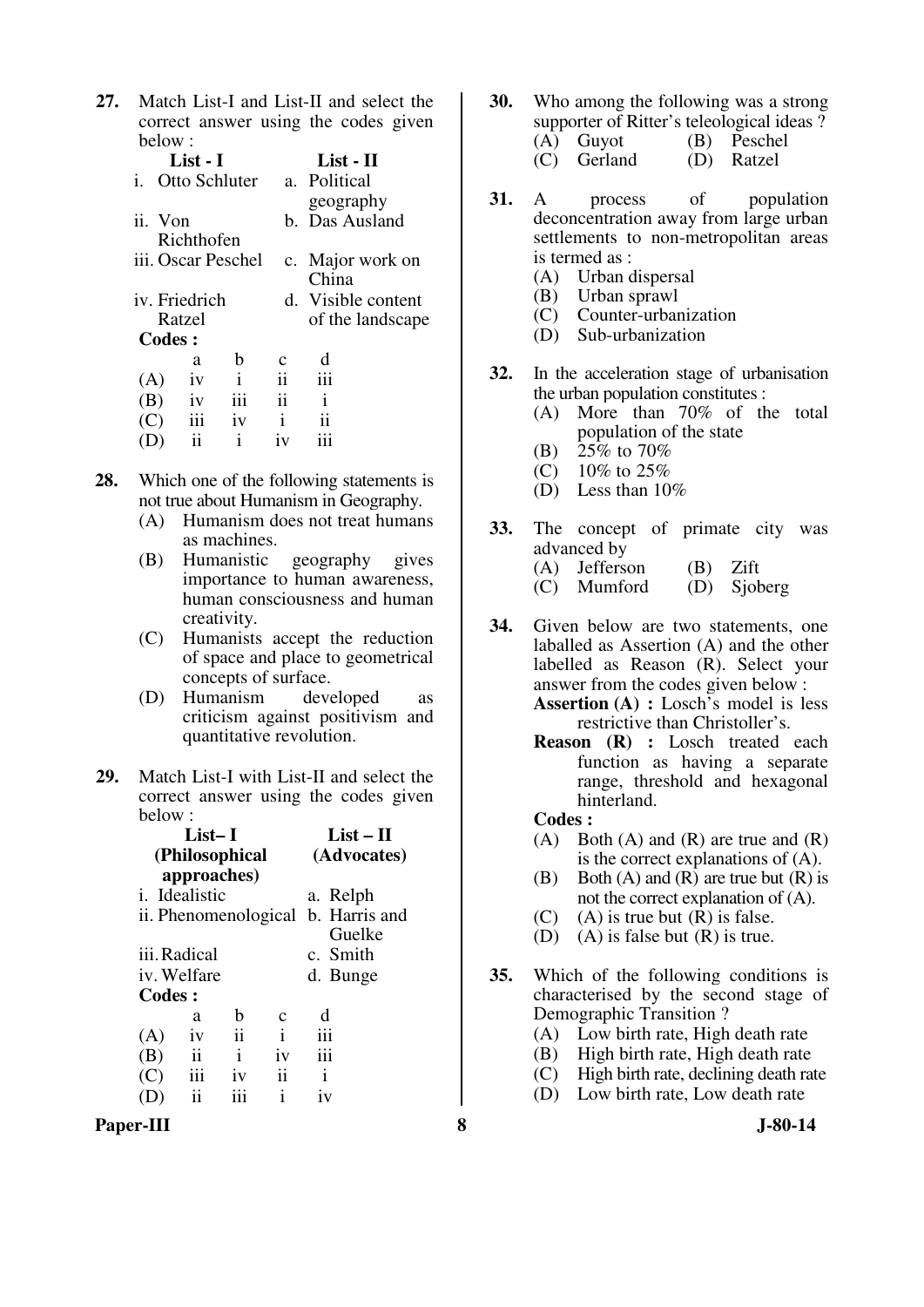27. Match List-I and List-II and select the correct answer using the codes given below :

| List - I | List - II |
|---|---|
| i. Otto Schluter | a. Political geography |
| ii. Von Richthofen | b. Das Ausland |
| iii. Oscar Peschel | c. Major work on China |
| iv. Friedrich Ratzel | d. Visible content of the landscape |

**Codes :**

| | a | b | c | d |
|---|---|---|---|---|
| (A) | iv | i | ii | iii |
| (B) | iv | iii | ii | i |
| (C) | iii | iv | i | ii |
| (D) | ii | i | iv | iii |

28. Which one of the following statements is not true about Humanism in Geography.
    - (A) Humanism does not treat humans as machines.
    - (B) Humanistic geography gives importance to human awareness, human consciousness and human creativity.
    - (C) Humanists accept the reduction of space and place to geometrical concepts of surface.
    - (D) Humanism developed as criticism against positivism and quantitative revolution.

29. Match List-I with List-II and select the correct answer using the codes given below :

| List– I (Philosophical approaches) | List – II (Advocates) |
|---|---|
| i. Idealistic | a. Relph |
| ii. Phenomenological | b. Harris and Guelke |
| iii. Radical | c. Smith |
| iv. Welfare | d. Bunge |

**Codes :**

| | a | b | c | d |
|---|---|---|---|---|
| (A) | iv | ii | i | iii |
| (B) | ii | i | iv | iii |
| (C) | iii | iv | ii | i |
| (D) | ii | iii | i | iv |

30. Who among the following was a strong supporter of Ritter's teleological ideas ?
    - (A) Guyot
    - (B) Peschel
    - (C) Gerland
    - (D) Ratzel

31. A process of population deconcentration away from large urban settlements to non-metropolitan areas is termed as :
    - (A) Urban dispersal
    - (B) Urban sprawl
    - (C) Counter-urbanization
    - (D) Sub-urbanization

32. In the acceleration stage of urbanisation the urban population constitutes :
    - (A) More than 70% of the total population of the state
    - (B) 25% to 70%
    - (C) 10% to 25%
    - (D) Less than 10%

33. The concept of primate city was advanced by
    - (A) Jefferson
    - (B) Zift
    - (C) Mumford
    - (D) Sjoberg

34. Given below are two statements, one laballed as Assertion (A) and the other labelled as Reason (R). Select your answer from the codes given below :

    **Assertion (A) :** Losch's model is less restrictive than Christoller's.

    **Reason (R) :** Losch treated each function as having a separate range, threshold and hexagonal hinterland.

    **Codes :**
    - (A) Both (A) and (R) are true and (R) is the correct explanations of (A).
    - (B) Both (A) and (R) are true but (R) is not the correct explanation of (A).
    - (C) (A) is true but (R) is false.
    - (D) (A) is false but (R) is true.

35. Which of the following conditions is characterised by the second stage of Demographic Transition ?
    - (A) Low birth rate, High death rate
    - (B) High birth rate, High death rate
    - (C) High birth rate, declining death rate
    - (D) Low birth rate, Low death rate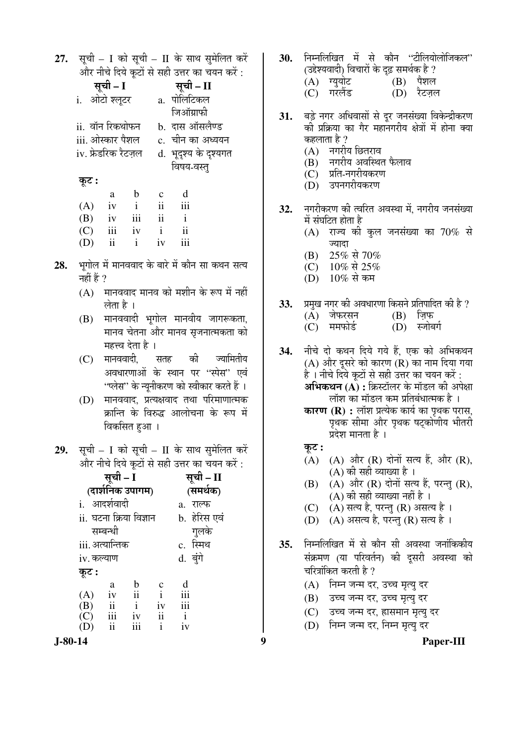**27.** सूची – I को सूची – II के साथ सुमेलित करें और नीचे दिये कूटों से सही उत्तर का चयन करें :

| सूची – I | सूची – II |
|---|---|
| i. ओटो श्लूटर | a. पोलिटिकल जिऑग्राफी |
| ii. वॉन रिकथोफन | b. दास ऑसलैण्ड |
| iii. ओस्कार पैशल | c. चीन का अध्ययन |
| iv. फ्रेडरिक रैटज़ल | d. भूदृश्य के दृश्यगत विषय-वस्तु |

**कूट :**

| | a | b | c | d |
|---|---|---|---|---|
| (A) | iv | i | ii | iii |
| (B) | iv | iii | ii | i |
| (C) | iii | iv | i | ii |
| (D) | ii | i | iv | iii |

**28.** भूगोल में मानववाद के बारे में कौन सा कथन सत्य नहीं हैं ?

(A) मानववाद मानव को मशीन के रूप में नहीं लेता है ।

(B) मानववादी भूगोल मानवीय जागरूकता, मानव चेतना और मानव सृजनात्मकता को महत्त्व देता है ।

(C) मानववादी, सतह की ज्यामितीय अवधारणाओं के स्थान पर "स्पेस" एवं "प्लेस" के न्यूनीकरण को स्वीकार करते हैं ।

(D) मानववाद, प्रत्यक्षवाद तथा परिमाणात्मक क्रान्ति के विरुद्ध आलोचना के रूप में विकसित हुआ ।

**29.** सूची – I को सूची – II के साथ सुमेलित करें और नीचे दिये कूटों से सही उत्तर का चयन करें :

| सूची – I (दार्शनिक उपागम) | सूची – II (समर्थक) |
|---|---|
| i. आदर्शवादी | a. राल्फ |
| ii. घटना क्रिया विज्ञान सम्बन्धी | b. हेरिस एवं गुलके |
| iii. अत्यान्तिक | c. स्मिथ |
| iv. कल्याण | d. बुंगे |

**कूट :**

| | a | b | c | d |
|---|---|---|---|---|
| (A) | iv | ii | i | iii |
| (B) | ii | i | iv | iii |
| (C) | iii | iv | ii | i |
| (D) | ii | iii | i | iv |

**30.** निम्नलिखित में से कौन "टीलियोलोजिकल" (उद्देश्यवादी) विचारों के दृढ़ समर्थक है ?

(A) ग्युयोट
(B) पैशल
(C) गरलैंड
(D) रैटज़ल

**31.** बड़े नगर अधिवासों से दूर जनसंख्या विकेन्द्रीकरण की प्रक्रिया का गैर महानगरीय क्षेत्रों में होना क्या कहलाता है ?

(A) नगरीय छितराव
(B) नगरीय अवस्थित फैलाव
(C) प्रति-नगरीयकरण
(D) उपनगरीयकरण

**32.** नगरीकरण की त्वरित अवस्था में, नगरीय जनसंख्या में संघटित होता है

(A) राज्य की कुल जनसंख्या का 70% से ज्यादा
(B) 25% से 70%
(C) 10% से 25%
(D) 10% से कम

**33.** प्रमुख नगर की अवधारणा किसने प्रतिपादित की है ?

(A) जेफरसन
(B) ज़िफ
(C) ममफोर्ड
(D) स्जोबर्ग

**34.** नीचे दो कथन दिये गये हैं, एक को अभिकथन (A) और दूसरे को कारण (R) का नाम दिया गया है । नीचे दिये कूटों से सही उत्तर का चयन करें :

**अभिकथन (A) :** क्रिस्टॉलर के मॉडल की अपेक्षा लॉश का मॉडल कम प्रतिबंधात्मक है ।

**कारण (R) :** लॉश प्रत्येक कार्य का पृथक परास, पृथक सीमा और पृथक षट्कोणीय भीतरी प्रदेश मानता है ।

**कूट :**

(A) (A) और (R) दोनों सत्य हैं, और (R), (A) की सही व्याख्या है ।
(B) (A) और (R) दोनों सत्य हैं, परन्तु (R), (A) की सही व्याख्या नहीं है ।
(C) (A) सत्य है, परन्तु (R) असत्य है ।
(D) (A) असत्य है, परन्तु (R) सत्य है ।

**35.** निम्नलिखित में से कौन सी अवस्था जनांकिकीय संक्रमण (या परिवर्तन) की दूसरी अवस्था को चरित्रांकित करती है ?

(A) निम्न जन्म दर, उच्च मृत्यु दर
(B) उच्च जन्म दर, उच्च मृत्यु दर
(C) उच्च जन्म दर, ह्रासमान मृत्यु दर
(D) निम्न जन्म दर, निम्न मृत्यु दर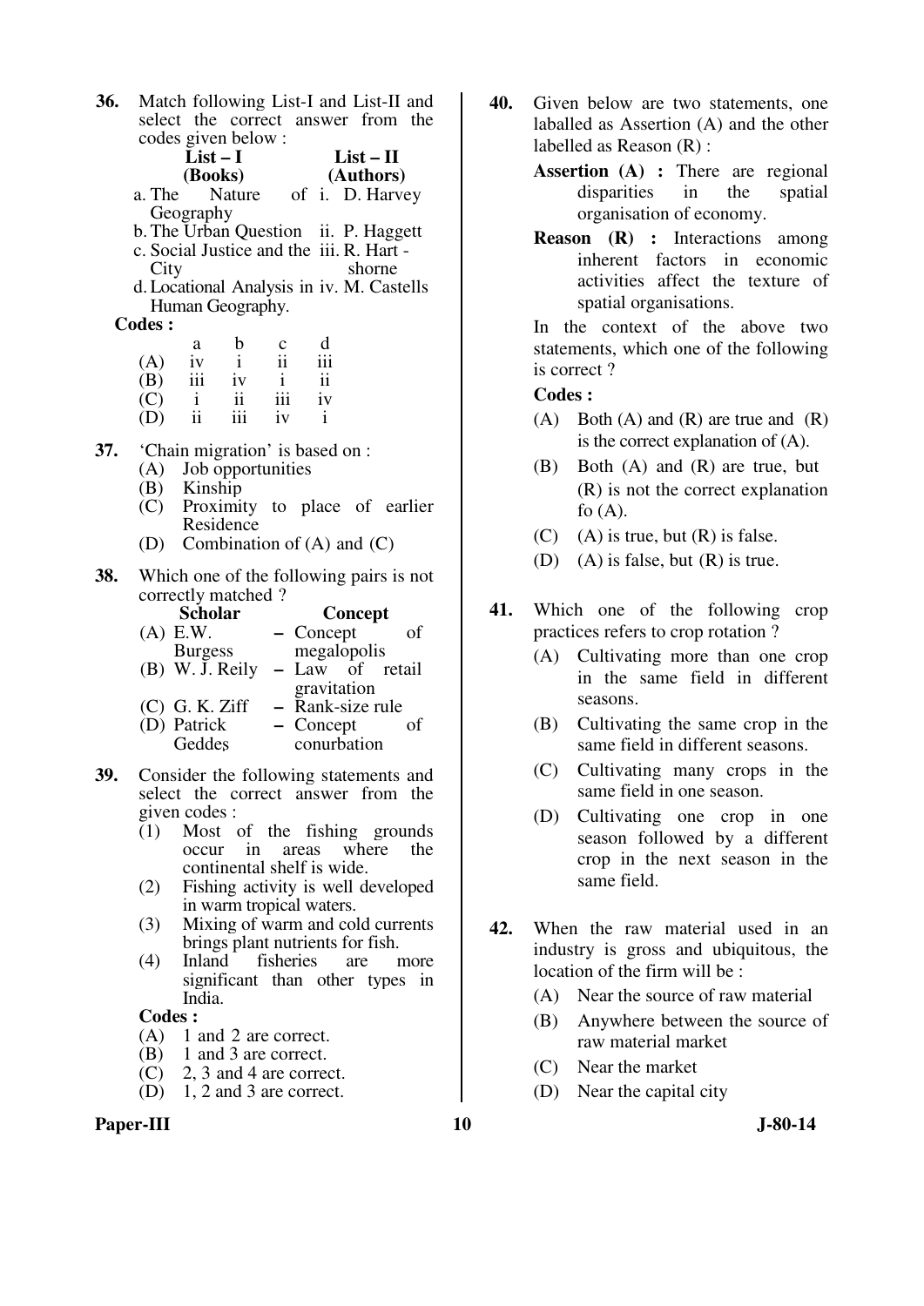**36.** Match following List-I and List-II and select the correct answer from the codes given below :

| List – I (Books) | List – II (Authors) |
|---|---|
| a. The Nature of Geography | i. D. Harvey |
| b. The Urban Question | ii. P. Haggett |
| c. Social Justice and the City | iii. R. Hart - shorne |
| d. Locational Analysis in Human Geography. | iv. M. Castells |

**Codes :**

| | a | b | c | d |
|---|---|---|---|---|
| (A) | iv | i | ii | iii |
| (B) | iii | iv | i | ii |
| (C) | i | ii | iii | iv |
| (D) | ii | iii | iv | i |

**37.** 'Chain migration' is based on :
- (A) Job opportunities
- (B) Kinship
- (C) Proximity to place of earlier Residence
- (D) Combination of (A) and (C)

**38.** Which one of the following pairs is not correctly matched ?

| | Scholar | | Concept |
|---|---|---|---|
| (A) | E.W. Burgess | – | Concept of megalopolis |
| (B) | W. J. Reily | – | Law of retail gravitation |
| (C) | G. K. Ziff | – | Rank-size rule |
| (D) | Patrick Geddes | – | Concept of conurbation |

**39.** Consider the following statements and select the correct answer from the given codes :
- (1) Most of the fishing grounds occur in areas where the continental shelf is wide.
- (2) Fishing activity is well developed in warm tropical waters.
- (3) Mixing of warm and cold currents brings plant nutrients for fish.
- (4) Inland fisheries are more significant than other types in India.

**Codes :**
- (A) 1 and 2 are correct.
- (B) 1 and 3 are correct.
- (C) 2, 3 and 4 are correct.
- (D) 1, 2 and 3 are correct.

**40.** Given below are two statements, one laballed as Assertion (A) and the other labelled as Reason (R) :

**Assertion (A) :** There are regional disparities in the spatial organisation of economy.

**Reason (R) :** Interactions among inherent factors in economic activities affect the texture of spatial organisations.

In the context of the above two statements, which one of the following is correct ?

**Codes :**
- (A) Both (A) and (R) are true and (R) is the correct explanation of (A).
- (B) Both (A) and (R) are true, but (R) is not the correct explanation fo (A).
- (C) (A) is true, but (R) is false.
- (D) (A) is false, but (R) is true.

**41.** Which one of the following crop practices refers to crop rotation ?
- (A) Cultivating more than one crop in the same field in different seasons.
- (B) Cultivating the same crop in the same field in different seasons.
- (C) Cultivating many crops in the same field in one season.
- (D) Cultivating one crop in one season followed by a different crop in the next season in the same field.

**42.** When the raw material used in an industry is gross and ubiquitous, the location of the firm will be :
- (A) Near the source of raw material
- (B) Anywhere between the source of raw material market
- (C) Near the market
- (D) Near the capital city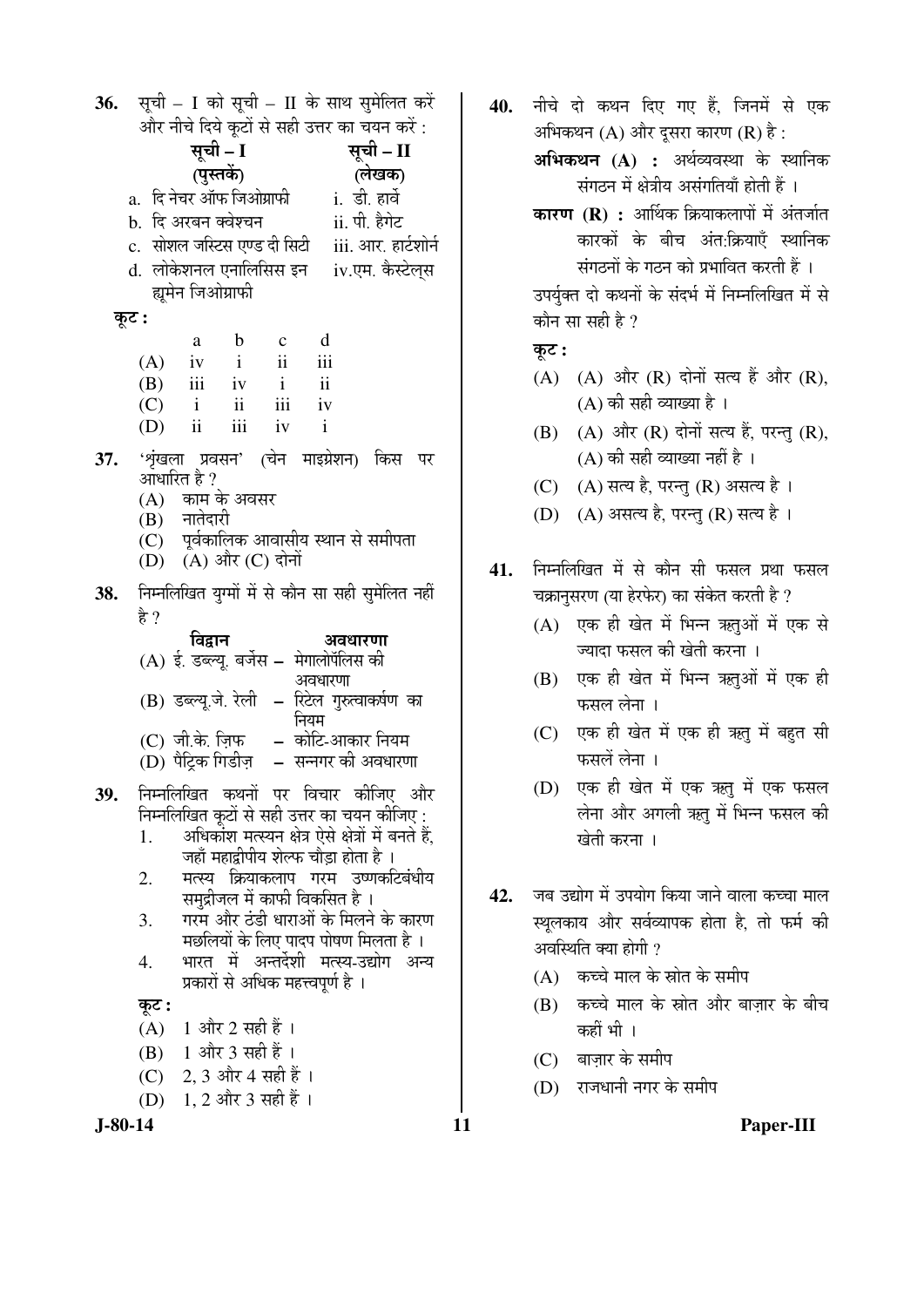36. सूची – I को सूची – II के साथ सुमेलित करें और नीचे दिये कूटों से सही उत्तर का चयन करें :

| सूची – I (पुस्तकें) | सूची – II (लेखक) |
|---|---|
| a. दि नेचर ऑफ जिओग्राफी | i. डी. हार्वे |
| b. दि अरबन क्वेश्चन | ii. पी. हैगेट |
| c. सोशल जस्टिस एण्ड दी सिटी | iii. आर. हार्टशोर्न |
| d. लोकेशनल एनालिसिस इन ह्यूमेन जिओग्राफी | iv. एम. कैस्टेल्स |

**कूट :**

| | a | b | c | d |
|---|---|---|---|---|
| (A) | iv | i | ii | iii |
| (B) | iii | iv | i | ii |
| (C) | i | ii | iii | iv |
| (D) | ii | iii | iv | i |

37. 'शृंखला प्रवसन' (चेन माइग्रेशन) किस पर आधारित है ?
   - (A) काम के अवसर
   - (B) नातेदारी
   - (C) पूर्वकालिक आवासीय स्थान से समीपता
   - (D) (A) और (C) दोनों

38. निम्नलिखित युग्मों में से कौन सा सही सुमेलित नहीं है ?

| | विद्वान | | अवधारणा |
|---|---|---|---|
| (A) | ई. डब्ल्यू. बर्जेस | – | मेगालोपॅलिस की अवधारणा |
| (B) | डब्ल्यू.जे. रेली | – | रिटेल गुरुत्वाकर्षण का नियम |
| (C) | जी.के. ज़िफ | – | कोटि-आकार नियम |
| (D) | पैट्रिक गिडीज़ | – | सन्नगर की अवधारणा |

39. निम्नलिखित कथनों पर विचार कीजिए और निम्नलिखित कूटों से सही उत्तर का चयन कीजिए :
   1. अधिकांश मत्स्यन क्षेत्र ऐसे क्षेत्रों में बनते हैं, जहाँ महाद्वीपीय शेल्फ चौड़ा होता है ।
   2. मत्स्य क्रियाकलाप गरम उष्णकटिबंधीय समुद्रीजल में काफी विकसित है ।
   3. गरम और ठंडी धाराओं के मिलने के कारण मछलियों के लिए पादप पोषण मिलता है ।
   4. भारत में अन्तर्देशी मत्स्य-उद्योग अन्य प्रकारों से अधिक महत्त्वपूर्ण है ।

   **कूट :**
   - (A) 1 और 2 सही हैं ।
   - (B) 1 और 3 सही हैं ।
   - (C) 2, 3 और 4 सही हैं ।
   - (D) 1, 2 और 3 सही हैं ।

40. नीचे दो कथन दिए गए हैं, जिनमें से एक अभिकथन (A) और दूसरा कारण (R) है :

   **अभिकथन (A) :** अर्थव्यवस्था के स्थानिक संगठन में क्षेत्रीय असंगतियाँ होती हैं ।

   **कारण (R) :** आर्थिक क्रियाकलापों में अंतर्जात कारकों के बीच अंत:क्रियाएँ स्थानिक संगठनों के गठन को प्रभावित करती हैं ।

   उपर्युक्त दो कथनों के संदर्भ में निम्नलिखित में से कौन सा सही है ?

   **कूट :**
   - (A) (A) और (R) दोनों सत्य हैं और (R), (A) की सही व्याख्या है ।
   - (B) (A) और (R) दोनों सत्य हैं, परन्तु (R), (A) की सही व्याख्या नहीं है ।
   - (C) (A) सत्य है, परन्तु (R) असत्य है ।
   - (D) (A) असत्य है, परन्तु (R) सत्य है ।

41. निम्नलिखित में से कौन सी फसल प्रथा फसल चक्रानुसरण (या हेरफेर) का संकेत करती है ?
   - (A) एक ही खेत में भिन्न ऋतुओं में एक से ज्यादा फसल की खेती करना ।
   - (B) एक ही खेत में भिन्न ऋतुओं में एक ही फसल लेना ।
   - (C) एक ही खेत में एक ही ऋतु में बहुत सी फसलें लेना ।
   - (D) एक ही खेत में एक ऋतु में एक फसल लेना और अगली ऋतु में भिन्न फसल की खेती करना ।

42. जब उद्योग में उपयोग किया जाने वाला कच्चा माल स्थूलकाय और सर्वव्यापक होता है, तो फर्म की अवस्थिति क्या होगी ?
   - (A) कच्चे माल के स्रोत के समीप
   - (B) कच्चे माल के स्रोत और बाज़ार के बीच कहीं भी ।
   - (C) बाज़ार के समीप
   - (D) राजधानी नगर के समीप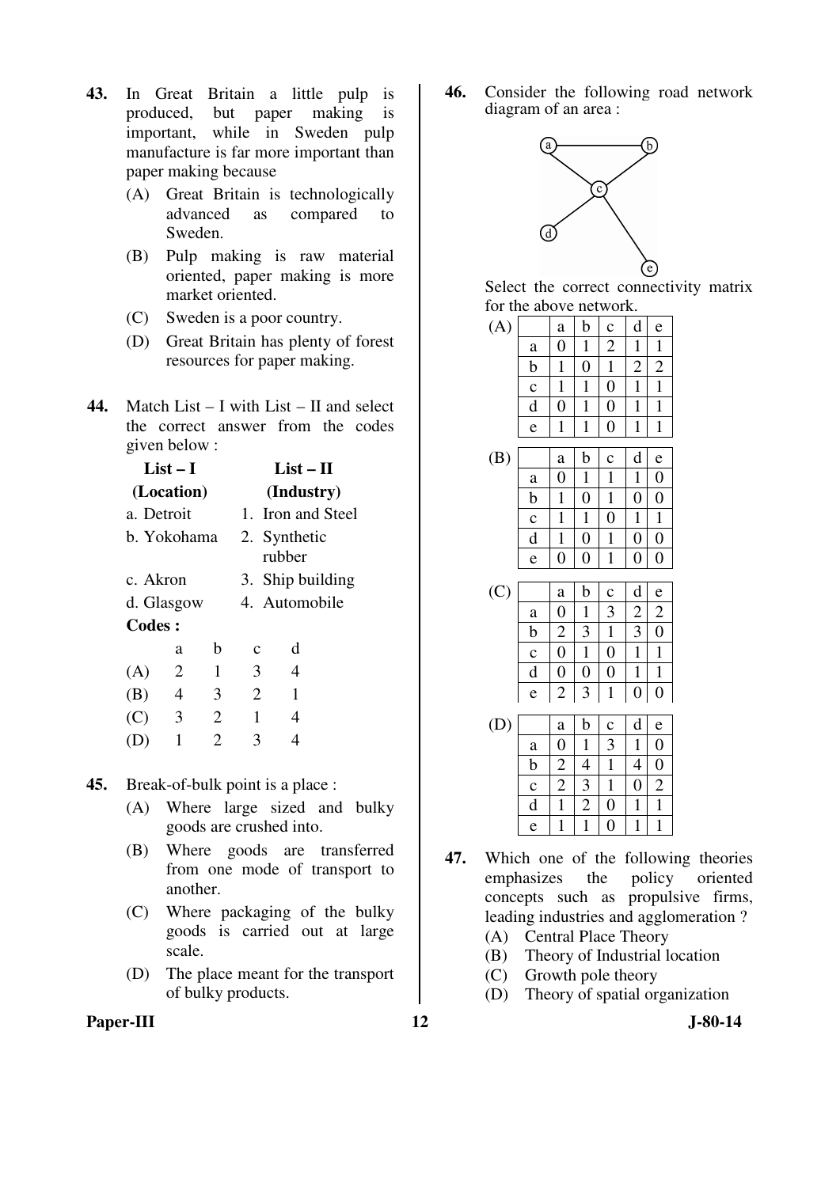**43.** In Great Britain a little pulp is produced, but paper making is important, while in Sweden pulp manufacture is far more important than paper making because

(A) Great Britain is technologically advanced as compared to Sweden.

(B) Pulp making is raw material oriented, paper making is more market oriented.

(C) Sweden is a poor country.

(D) Great Britain has plenty of forest resources for paper making.

**44.** Match List – I with List – II and select the correct answer from the codes given below :

| List – I (Location) | List – II (Industry) |
|---|---|
| a. Detroit | 1. Iron and Steel |
| b. Yokohama | 2. Synthetic rubber |
| c. Akron | 3. Ship building |
| d. Glasgow | 4. Automobile |

**Codes :**

| | a | b | c | d |
|---|---|---|---|---|
| (A) | 2 | 1 | 3 | 4 |
| (B) | 4 | 3 | 2 | 1 |
| (C) | 3 | 2 | 1 | 4 |
| (D) | 1 | 2 | 3 | 4 |

**45.** Break-of-bulk point is a place :

(A) Where large sized and bulky goods are crushed into.

(B) Where goods are transferred from one mode of transport to another.

(C) Where packaging of the bulky goods is carried out at large scale.

(D) The place meant for the transport of bulky products.

**46.** Consider the following road network diagram of an area :

Select the correct connectivity matrix for the above network.

(A)

| | a | b | c | d | e |
|---|---|---|---|---|---|
| a | 0 | 1 | 2 | 1 | 1 |
| b | 1 | 0 | 1 | 2 | 2 |
| c | 1 | 1 | 0 | 1 | 1 |
| d | 0 | 1 | 0 | 1 | 1 |
| e | 1 | 1 | 0 | 1 | 1 |

(B)

| | a | b | c | d | e |
|---|---|---|---|---|---|
| a | 0 | 1 | 1 | 1 | 0 |
| b | 1 | 0 | 1 | 0 | 0 |
| c | 1 | 1 | 0 | 1 | 1 |
| d | 1 | 0 | 1 | 0 | 0 |
| e | 0 | 0 | 1 | 0 | 0 |

(C)

| | a | b | c | d | e |
|---|---|---|---|---|---|
| a | 0 | 1 | 3 | 2 | 2 |
| b | 2 | 3 | 1 | 3 | 0 |
| c | 0 | 1 | 0 | 1 | 1 |
| d | 0 | 0 | 0 | 1 | 1 |
| e | 2 | 3 | 1 | 0 | 0 |

(D)

| | a | b | c | d | e |
|---|---|---|---|---|---|
| a | 0 | 1 | 3 | 1 | 0 |
| b | 2 | 4 | 1 | 4 | 0 |
| c | 2 | 3 | 1 | 0 | 2 |
| d | 1 | 2 | 0 | 1 | 1 |
| e | 1 | 1 | 0 | 1 | 1 |

**47.** Which one of the following theories emphasizes the policy oriented concepts such as propulsive firms, leading industries and agglomeration ?

(A) Central Place Theory

(B) Theory of Industrial location

(C) Growth pole theory

(D) Theory of spatial organization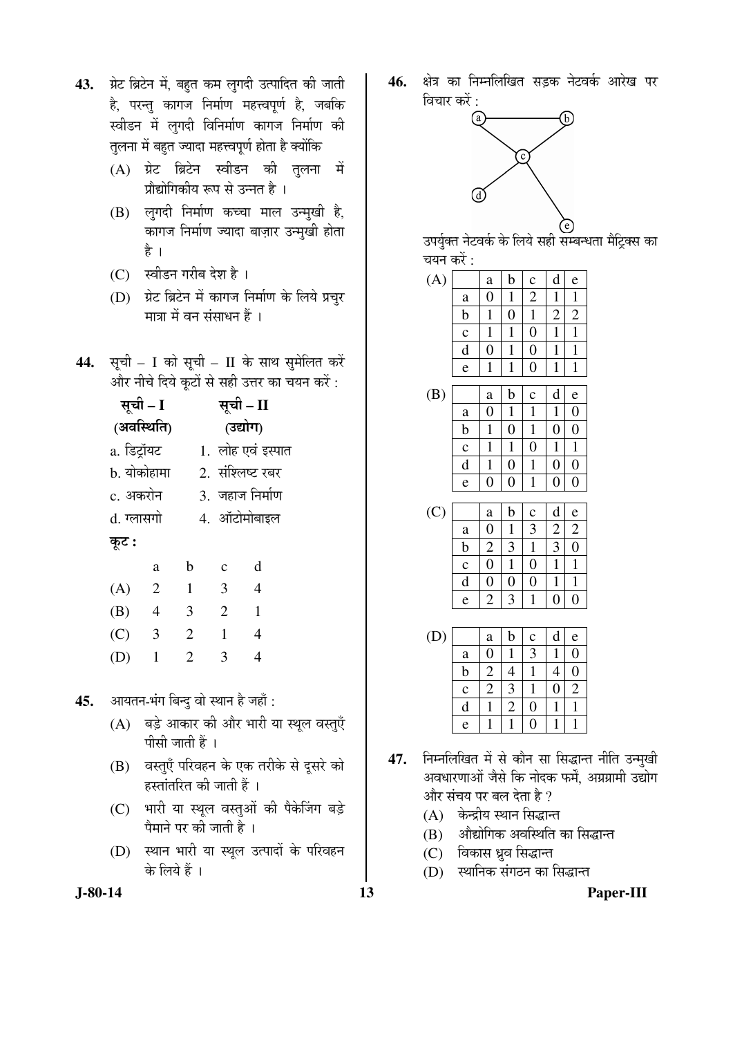**43.** ग्रेट ब्रिटेन में, बहुत कम लुगदी उत्पादित की जाती है, परन्तु कागज निर्माण महत्त्वपूर्ण है, जबकि स्वीडन में लुगदी विनिर्माण कागज निर्माण की तुलना में बहुत ज्यादा महत्त्वपूर्ण होता है क्योंकि

(A) ग्रेट ब्रिटेन स्वीडन की तुलना में प्रौद्योगिकीय रूप से उन्नत है ।

(B) लुगदी निर्माण कच्चा माल उन्मुखी है, कागज निर्माण ज्यादा बाज़ार उन्मुखी होता है ।

(C) स्वीडन गरीब देश है ।

(D) ग्रेट ब्रिटेन में कागज निर्माण के लिये प्रचुर मात्रा में वन संसाधन हैं ।

**44.** सूची – I को सूची – II के साथ सुमेलित करें और नीचे दिये कूटों से सही उत्तर का चयन करें :

| सूची – I (अवस्थिति) | सूची – II (उद्योग) |
|---|---|
| a. डिट्रॉयट | 1. लोह एवं इस्पात |
| b. योकोहामा | 2. संश्लिष्ट रबर |
| c. अकरोन | 3. जहाज निर्माण |
| d. ग्लासगो | 4. ऑटोमोबाइल |

**कूट :**

| | a | b | c | d |
|---|---|---|---|---|
| (A) | 2 | 1 | 3 | 4 |
| (B) | 4 | 3 | 2 | 1 |
| (C) | 3 | 2 | 1 | 4 |
| (D) | 1 | 2 | 3 | 4 |

**45.** आयतन-भंग बिन्दु वो स्थान है जहाँ :

(A) बड़े आकार की और भारी या स्थूल वस्तुएँ पीसी जाती हैं ।

(B) वस्तुएँ परिवहन के एक तरीके से दूसरे को हस्तांतरित की जाती हैं ।

(C) भारी या स्थूल वस्तुओं की पैकेजिंग बड़े पैमाने पर की जाती है ।

(D) स्थान भारी या स्थूल उत्पादों के परिवहन के लिये हैं ।

**46.** क्षेत्र का निम्नलिखित सड़क नेटवर्क आरेख पर विचार करें :

उपर्युक्त नेटवर्क के लिये सही सम्बन्धता मैट्रिक्स का चयन करें :

(A)

| | a | b | c | d | e |
|---|---|---|---|---|---|
| a | 0 | 1 | 2 | 1 | 1 |
| b | 1 | 0 | 1 | 2 | 2 |
| c | 1 | 1 | 0 | 1 | 1 |
| d | 0 | 1 | 0 | 1 | 1 |
| e | 1 | 1 | 0 | 1 | 1 |

(B)

| | a | b | c | d | e |
|---|---|---|---|---|---|
| a | 0 | 1 | 1 | 1 | 0 |
| b | 1 | 0 | 1 | 0 | 0 |
| c | 1 | 1 | 0 | 1 | 1 |
| d | 1 | 0 | 1 | 0 | 0 |
| e | 0 | 0 | 1 | 0 | 0 |

(C)

| | a | b | c | d | e |
|---|---|---|---|---|---|
| a | 0 | 1 | 3 | 2 | 2 |
| b | 2 | 3 | 1 | 3 | 0 |
| c | 0 | 1 | 0 | 1 | 1 |
| d | 0 | 0 | 0 | 1 | 1 |
| e | 2 | 3 | 1 | 0 | 0 |

(D)

| | a | b | c | d | e |
|---|---|---|---|---|---|
| a | 0 | 1 | 3 | 1 | 0 |
| b | 2 | 4 | 1 | 4 | 0 |
| c | 2 | 3 | 1 | 0 | 2 |
| d | 1 | 2 | 0 | 1 | 1 |
| e | 1 | 1 | 0 | 1 | 1 |

**47.** निम्नलिखित में से कौन सा सिद्धान्त नीति उन्मुखी अवधारणाओं जैसे कि नोदक फर्मे, अग्रग्रामी उद्योग और संचय पर बल देता है ?

(A) केन्द्रीय स्थान सिद्धान्त

(B) औद्योगिक अवस्थिति का सिद्धान्त

(C) विकास ध्रुव सिद्धान्त

(D) स्थानिक संगठन का सिद्धान्त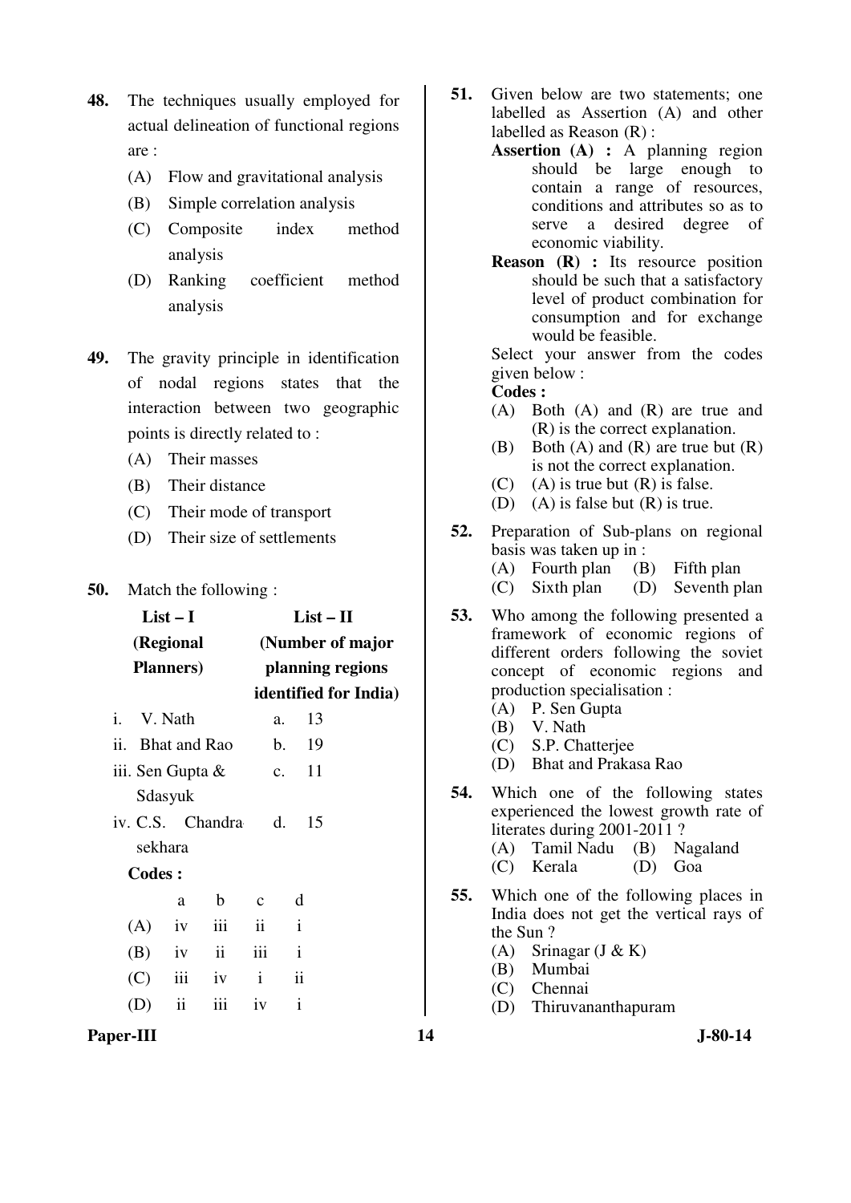48. The techniques usually employed for actual delineation of functional regions are :

    (A) Flow and gravitational analysis
    (B) Simple correlation analysis
    (C) Composite index method analysis
    (D) Ranking coefficient method analysis

49. The gravity principle in identification of nodal regions states that the interaction between two geographic points is directly related to :

    (A) Their masses
    (B) Their distance
    (C) Their mode of transport
    (D) Their size of settlements

50. Match the following :

| List – I (Regional Planners) | List – II (Number of major planning regions identified for India) |
|---|---|
| i. V. Nath | a. 13 |
| ii. Bhat and Rao | b. 19 |
| iii. Sen Gupta & Sdasyuk | c. 11 |
| iv. C.S. Chandra sekhara | d. 15 |

**Codes :**

| | a | b | c | d |
|---|---|---|---|---|
| (A) | iv | iii | ii | i |
| (B) | iv | ii | iii | i |
| (C) | iii | iv | i | ii |
| (D) | ii | iii | iv | i |

51. Given below are two statements; one labelled as Assertion (A) and other labelled as Reason (R) :

    **Assertion (A) :** A planning region should be large enough to contain a range of resources, conditions and attributes so as to serve a desired degree of economic viability.

    **Reason (R) :** Its resource position should be such that a satisfactory level of product combination for consumption and for exchange would be feasible.

    Select your answer from the codes given below :

    **Codes :**

    (A) Both (A) and (R) are true and (R) is the correct explanation.
    (B) Both (A) and (R) are true but (R) is not the correct explanation.
    (C) (A) is true but (R) is false.
    (D) (A) is false but (R) is true.

52. Preparation of Sub-plans on regional basis was taken up in :

    (A) Fourth plan (B) Fifth plan
    (C) Sixth plan (D) Seventh plan

53. Who among the following presented a framework of economic regions of different orders following the soviet concept of economic regions and production specialisation :

    (A) P. Sen Gupta
    (B) V. Nath
    (C) S.P. Chatterjee
    (D) Bhat and Prakasa Rao

54. Which one of the following states experienced the lowest growth rate of literates during 2001-2011 ?

    (A) Tamil Nadu (B) Nagaland
    (C) Kerala (D) Goa

55. Which one of the following places in India does not get the vertical rays of the Sun ?

    (A) Srinagar (J & K)
    (B) Mumbai
    (C) Chennai
    (D) Thiruvananthapuram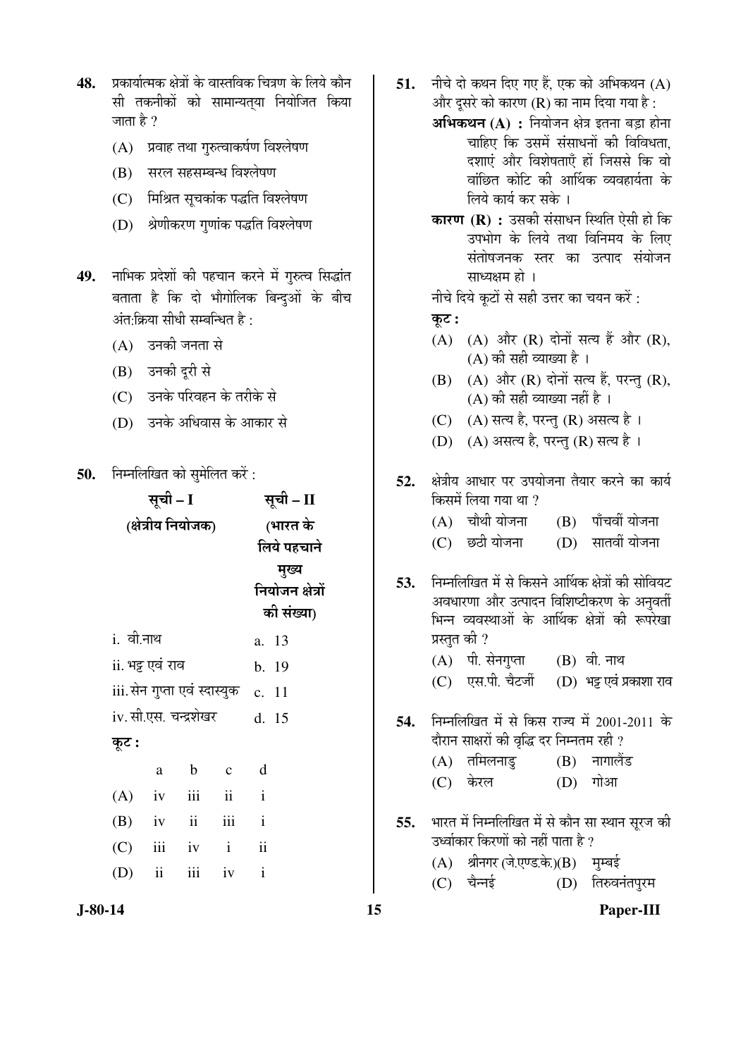48. प्रकार्यात्मक क्षेत्रों के वास्तविक चित्रण के लिये कौन सी तकनीकों को सामान्यतया नियोजित किया जाता है ?

   (A) प्रवाह तथा गुरुत्वाकर्षण विश्लेषण
   (B) सरल सहसम्बन्ध विश्लेषण
   (C) मिश्रित सूचकांक पद्धति विश्लेषण
   (D) श्रेणीकरण गुणांक पद्धति विश्लेषण

49. नाभिक प्रदेशों की पहचान करने में गुरुत्व सिद्धांत बताता है कि दो भौगोलिक बिन्दुओं के बीच अंत:क्रिया सीधी सम्बन्धित है :

   (A) उनकी जनता से
   (B) उनकी दूरी से
   (C) उनके परिवहन के तरीके से
   (D) उनके अधिवास के आकार से

50. निम्नलिखित को सुमेलित करें :

| सूची – I (क्षेत्रीय नियोजक) | सूची – II (भारत के लिये पहचाने मुख्य नियोजन क्षेत्रों की संख्या) |
|---|---|
| i. वी.नाथ | a. 13 |
| ii. भट्ट एवं राव | b. 19 |
| iii. सेन गुप्ता एवं स्दास्युक | c. 11 |
| iv. सी.एस. चन्द्रशेखर | d. 15 |

**कूट :**

| | a | b | c | d |
|---|---|---|---|---|
| (A) | iv | iii | ii | i |
| (B) | iv | ii | iii | i |
| (C) | iii | iv | i | ii |
| (D) | ii | iii | iv | i |

51. नीचे दो कथन दिए गए हैं, एक को अभिकथन (A) और दूसरे को कारण (R) का नाम दिया गया है :

   **अभिकथन (A) :** नियोजन क्षेत्र इतना बड़ा होना चाहिए कि उसमें संसाधनों की विविधता, दशाएं और विशेषताएँ हों जिससे कि वो वांछित कोटि की आर्थिक व्यवहार्यता के लिये कार्य कर सके ।

   **कारण (R) :** उसकी संसाधन स्थिति ऐसी हो कि उपभोग के लिये तथा विनिमय के लिए संतोषजनक स्तर का उत्पाद संयोजन साध्यक्षम हो ।

   नीचे दिये कूटों से सही उत्तर का चयन करें :

   **कूट :**

   (A) (A) और (R) दोनों सत्य हैं और (R), (A) की सही व्याख्या है ।
   (B) (A) और (R) दोनों सत्य हैं, परन्तु (R), (A) की सही व्याख्या नहीं है ।
   (C) (A) सत्य है, परन्तु (R) असत्य है ।
   (D) (A) असत्य है, परन्तु (R) सत्य है ।

52. क्षेत्रीय आधार पर उपयोजना तैयार करने का कार्य किसमें लिया गया था ?

   (A) चौथी योजना
   (B) पाँचवीं योजना
   (C) छठी योजना
   (D) सातवीं योजना

53. निम्नलिखित में से किसने आर्थिक क्षेत्रों की सोवियट अवधारणा और उत्पादन विशिष्टीकरण के अनुवर्ती भिन्न व्यवस्थाओं के आर्थिक क्षेत्रों की रूपरेखा प्रस्तुत की ?

   (A) पी. सेनगुप्ता
   (B) वी. नाथ
   (C) एस.पी. चैटर्जी
   (D) भट्ट एवं प्रकाशा राव

54. निम्नलिखित में से किस राज्य में 2001-2011 के दौरान साक्षरों की वृद्धि दर निम्नतम रही ?

   (A) तमिलनाडु
   (B) नागालैंड
   (C) केरल
   (D) गोआ

55. भारत में निम्नलिखित में से कौन सा स्थान सूरज की उर्ध्वाकार किरणों को नहीं पाता है ?

   (A) श्रीनगर (जे.एण्ड.के.)
   (B) मुम्बई
   (C) चेन्नई
   (D) तिरुवनंतपुरम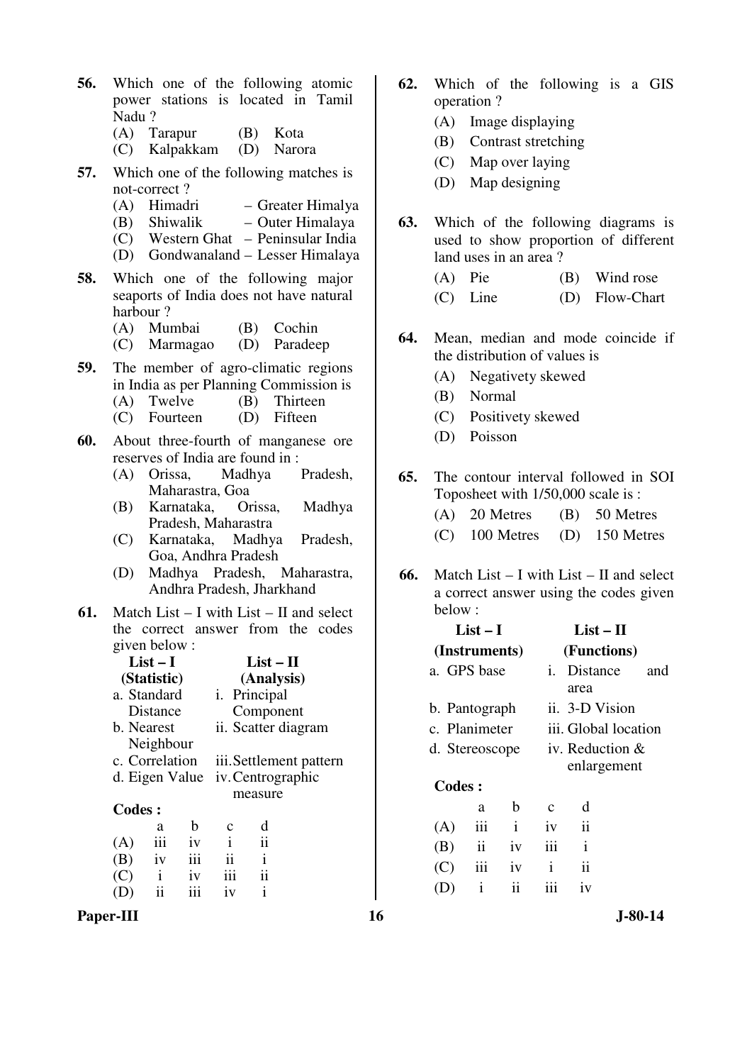56. Which one of the following atomic power stations is located in Tamil Nadu ?

(A) Tarapur (B) Kota
(C) Kalpakkam (D) Narora

57. Which one of the following matches is not-correct ?

(A) Himadri – Greater Himalya
(B) Shiwalik – Outer Himalaya
(C) Western Ghat – Peninsular India
(D) Gondwanaland – Lesser Himalaya

58. Which one of the following major seaports of India does not have natural harbour ?

(A) Mumbai (B) Cochin
(C) Marmagao (D) Paradeep

59. The member of agro-climatic regions in India as per Planning Commission is

(A) Twelve (B) Thirteen
(C) Fourteen (D) Fifteen

60. About three-fourth of manganese ore reserves of India are found in :

(A) Orissa, Madhya Pradesh, Maharastra, Goa
(B) Karnataka, Orissa, Madhya Pradesh, Maharastra
(C) Karnataka, Madhya Pradesh, Goa, Andhra Pradesh
(D) Madhya Pradesh, Maharastra, Andhra Pradesh, Jharkhand

61. Match List – I with List – II and select the correct answer from the codes given below :

| List – I (Statistic) | List – II (Analysis) |
|---|---|
| a. Standard Distance | i. Principal Component |
| b. Nearest Neighbour | ii. Scatter diagram |
| c. Correlation | iii. Settlement pattern |
| d. Eigen Value | iv. Centrographic measure |

**Codes :**

| | a | b | c | d |
|---|---|---|---|---|
| (A) | iii | iv | i | ii |
| (B) | iv | iii | ii | i |
| (C) | i | iv | iii | ii |
| (D) | ii | iii | iv | i |

62. Which of the following is a GIS operation ?

(A) Image displaying
(B) Contrast stretching
(C) Map over laying
(D) Map designing

63. Which of the following diagrams is used to show proportion of different land uses in an area ?

(A) Pie (B) Wind rose
(C) Line (D) Flow-Chart

64. Mean, median and mode coincide if the distribution of values is

(A) Negativety skewed
(B) Normal
(C) Positivety skewed
(D) Poisson

65. The contour interval followed in SOI Toposheet with 1/50,000 scale is :

(A) 20 Metres (B) 50 Metres
(C) 100 Metres (D) 150 Metres

66. Match List – I with List – II and select a correct answer using the codes given below :

| List – I (Instruments) | List – II (Functions) |
|---|---|
| a. GPS base | i. Distance and area |
| b. Pantograph | ii. 3-D Vision |
| c. Planimeter | iii. Global location |
| d. Stereoscope | iv. Reduction & enlargement |

**Codes :**

| | a | b | c | d |
|---|---|---|---|---|
| (A) | iii | i | iv | ii |
| (B) | ii | iv | iii | i |
| (C) | iii | iv | i | ii |
| (D) | i | ii | iii | iv |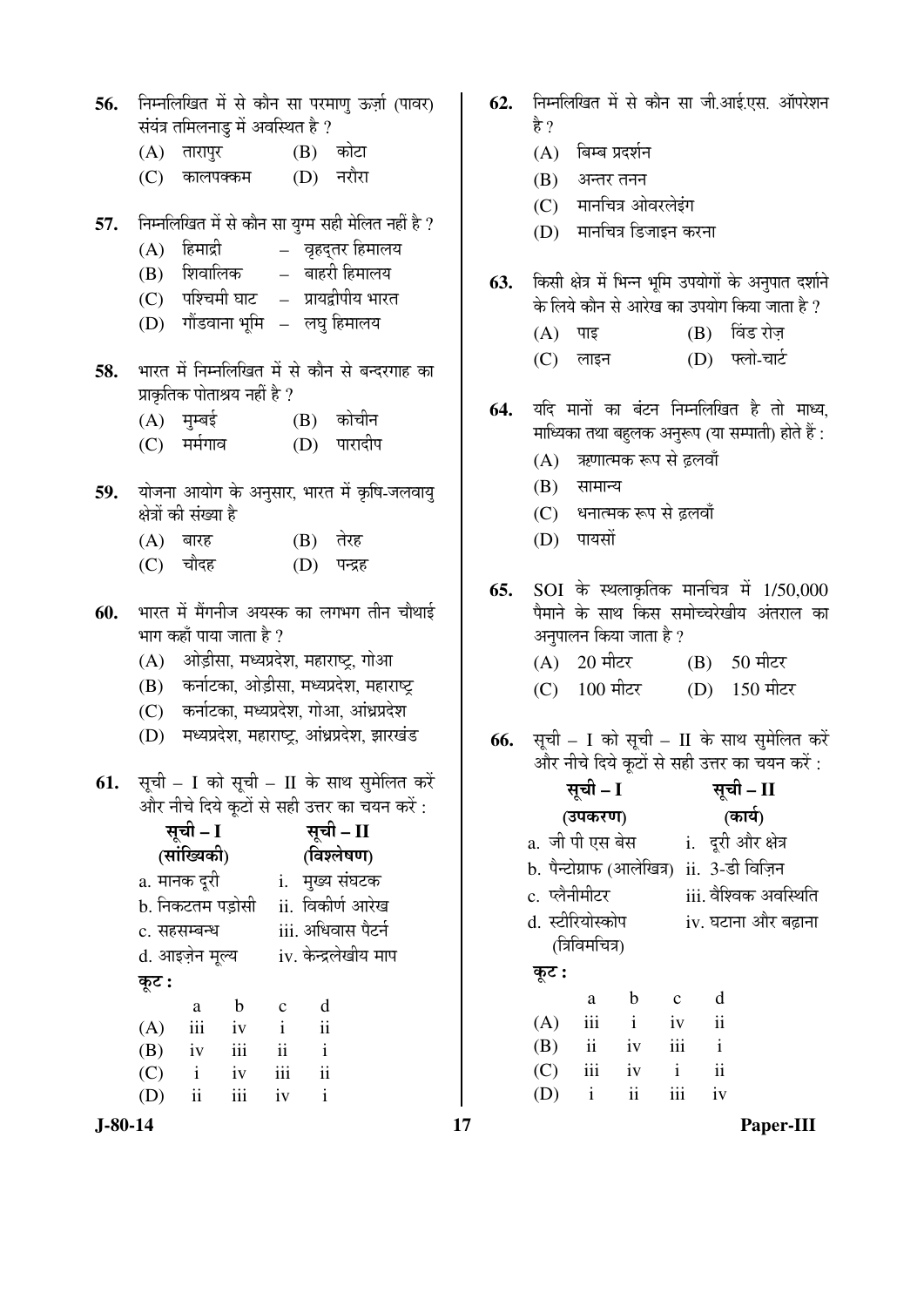56. निम्नलिखित में से कौन सा परमाणु ऊर्ज़ा (पावर) संयंत्र तमिलनाडु में अवस्थित है ?

(A) तारापुर (B) कोटा
(C) कालपक्कम (D) नरौरा

57. निम्नलिखित में से कौन सा युग्म सही मेलित नहीं है ?

(A) हिमाद्री – वृहद्तर हिमालय
(B) शिवालिक – बाहरी हिमालय
(C) पश्चिमी घाट – प्रायद्वीपीय भारत
(D) गौंडवाना भूमि – लघु हिमालय

58. भारत में निम्नलिखित में से कौन से बन्दरगाह का प्राकृतिक पोताश्रय नहीं है ?

(A) मुम्बई (B) कोचीन
(C) मर्मगाव (D) पारादीप

59. योजना आयोग के अनुसार, भारत में कृषि-जलवायु क्षेत्रों की संख्या है

(A) बारह (B) तेरह
(C) चौदह (D) पन्द्रह

60. भारत में मैंगनीज अयस्क का लगभग तीन चौथाई भाग कहाँ पाया जाता है ?

(A) ओड़ीसा, मध्यप्रदेश, महाराष्ट्र, गोआ
(B) कर्नाटका, ओड़ीसा, मध्यप्रदेश, महाराष्ट्र
(C) कर्नाटका, मध्यप्रदेश, गोआ, आंध्रप्रदेश
(D) मध्यप्रदेश, महाराष्ट्र, आंध्रप्रदेश, झारखंड

61. सूची – I को सूची – II के साथ सुमेलित करें और नीचे दिये कूटों से सही उत्तर का चयन करें :

| सूची – I (सांख्यिकी) | सूची – II (विश्लेषण) |
|---|---|
| a. मानक दूरी | i. मुख्य संघटक |
| b. निकटतम पड़ोसी | ii. विकीर्ण आरेख |
| c. सहसम्बन्ध | iii. अधिवास पैटर्न |
| d. आइज़ेन मूल्य | iv. केन्द्रलेखीय माप |

**कूट :**

| | a | b | c | d |
|---|---|---|---|---|
| (A) | iii | iv | i | ii |
| (B) | iv | iii | ii | i |
| (C) | i | iv | iii | ii |
| (D) | ii | iii | iv | i |

62. निम्नलिखित में से कौन सा जी.आई.एस. ऑपरेशन है ?

(A) बिम्ब प्रदर्शन
(B) अन्तर तनन
(C) मानचित्र ओवरलेइंग
(D) मानचित्र डिजाइन करना

63. किसी क्षेत्र में भिन्न भूमि उपयोगों के अनुपात दर्शाने के लिये कौन से आरेख का उपयोग किया जाता है ?

(A) पाइ (B) विंड रोज़
(C) लाइन (D) फ्लो-चार्ट

64. यदि मानों का बंटन निम्नलिखित है तो माध्य, माध्यिका तथा बहुलक अनुरूप (या सम्पाती) होते हैं :

(A) ऋणात्मक रूप से ढ़लवाँ
(B) सामान्य
(C) धनात्मक रूप से ढ़लवाँ
(D) पायसों

65. SOI के स्थलाकृतिक मानचित्र में 1/50,000 पैमाने के साथ किस समोच्चरेखीय अंतराल का अनुपालन किया जाता है ?

(A) 20 मीटर (B) 50 मीटर
(C) 100 मीटर (D) 150 मीटर

66. सूची – I को सूची – II के साथ सुमेलित करें और नीचे दिये कूटों से सही उत्तर का चयन करें :

| सूची – I (उपकरण) | सूची – II (कार्य) |
|---|---|
| a. जी पी एस बेस | i. दूरी और क्षेत्र |
| b. पैन्टोग्राफ (आलेखित्र) | ii. 3-डी विज़िन |
| c. प्लैनीमीटर | iii. वैश्विक अवस्थिति |
| d. स्टीरियोस्कोप (त्रिविमचित्र) | iv. घटाना और बढ़ाना |

**कूट :**

| | a | b | c | d |
|---|---|---|---|---|
| (A) | iii | i | iv | ii |
| (B) | ii | iv | iii | i |
| (C) | iii | iv | i | ii |
| (D) | i | ii | iii | iv |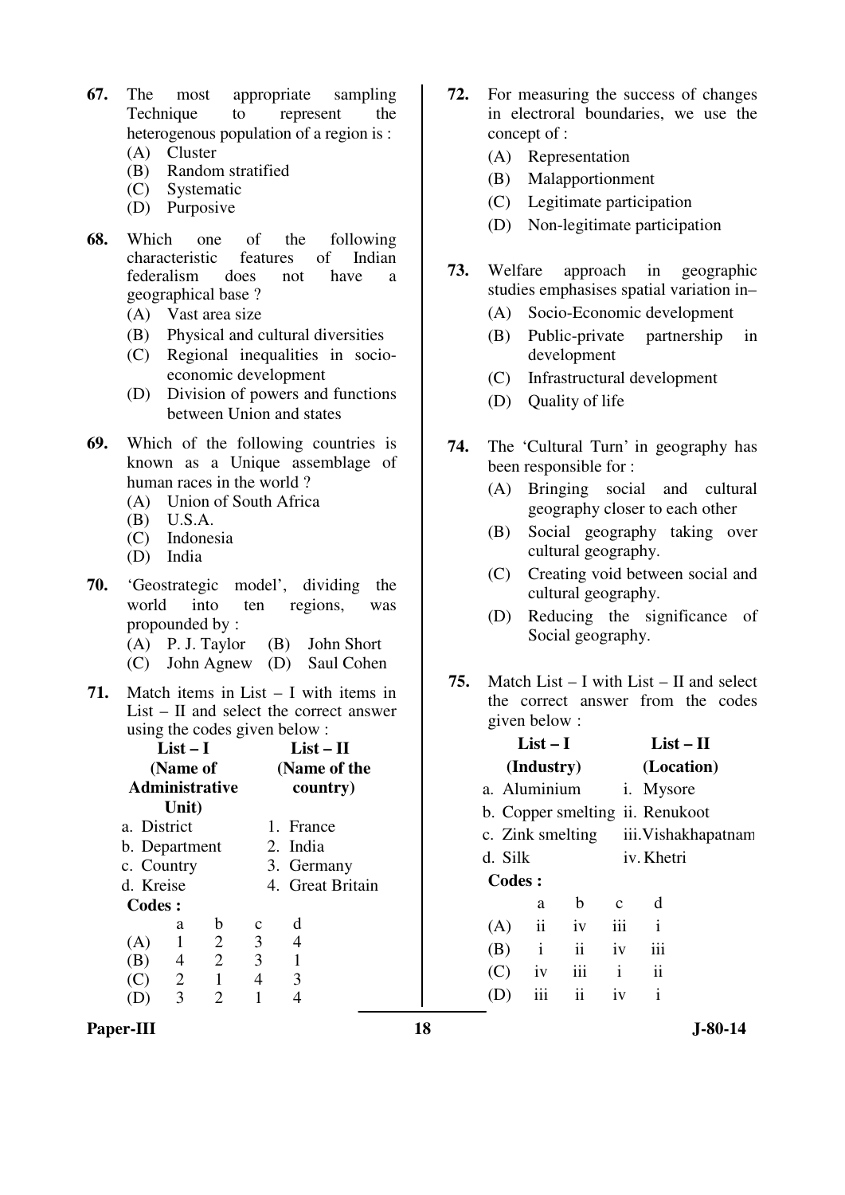**67.** The most appropriate sampling Technique to represent the heterogenous population of a region is :

(A) Cluster
(B) Random stratified
(C) Systematic
(D) Purposive

**68.** Which one of the following characteristic features of Indian federalism does not have a geographical base ?

(A) Vast area size
(B) Physical and cultural diversities
(C) Regional inequalities in socio-economic development
(D) Division of powers and functions between Union and states

**69.** Which of the following countries is known as a Unique assemblage of human races in the world ?

(A) Union of South Africa
(B) U.S.A.
(C) Indonesia
(D) India

**70.** 'Geostrategic model', dividing the world into ten regions, was propounded by :

(A) P. J. Taylor (B) John Short
(C) John Agnew (D) Saul Cohen

**71.** Match items in List – I with items in List – II and select the correct answer using the codes given below :

| List – I (Name of Administrative Unit) | List – II (Name of the country) |
|---|---|
| a. District | 1. France |
| b. Department | 2. India |
| c. Country | 3. Germany |
| d. Kreise | 4. Great Britain |

**Codes :**

| | a | b | c | d |
|---|---|---|---|---|
| (A) | 1 | 2 | 3 | 4 |
| (B) | 4 | 2 | 3 | 1 |
| (C) | 2 | 1 | 4 | 3 |
| (D) | 3 | 2 | 1 | 4 |

**72.** For measuring the success of changes in electroral boundaries, we use the concept of :

(A) Representation
(B) Malapportionment
(C) Legitimate participation
(D) Non-legitimate participation

**73.** Welfare approach in geographic studies emphasises spatial variation in–

(A) Socio-Economic development
(B) Public-private partnership in development
(C) Infrastructural development
(D) Quality of life

**74.** The 'Cultural Turn' in geography has been responsible for :

(A) Bringing social and cultural geography closer to each other
(B) Social geography taking over cultural geography.
(C) Creating void between social and cultural geography.
(D) Reducing the significance of Social geography.

**75.** Match List – I with List – II and select the correct answer from the codes given below :

| List – I (Industry) | List – II (Location) |
|---|---|
| a. Aluminium | i. Mysore |
| b. Copper smelting | ii. Renukoot |
| c. Zink smelting | iii. Vishakhapatnam |
| d. Silk | iv. Khetri |

**Codes :**

| | a | b | c | d |
|---|---|---|---|---|
| (A) | ii | iv | iii | i |
| (B) | i | ii | iv | iii |
| (C) | iv | iii | i | ii |
| (D) | iii | ii | iv | i |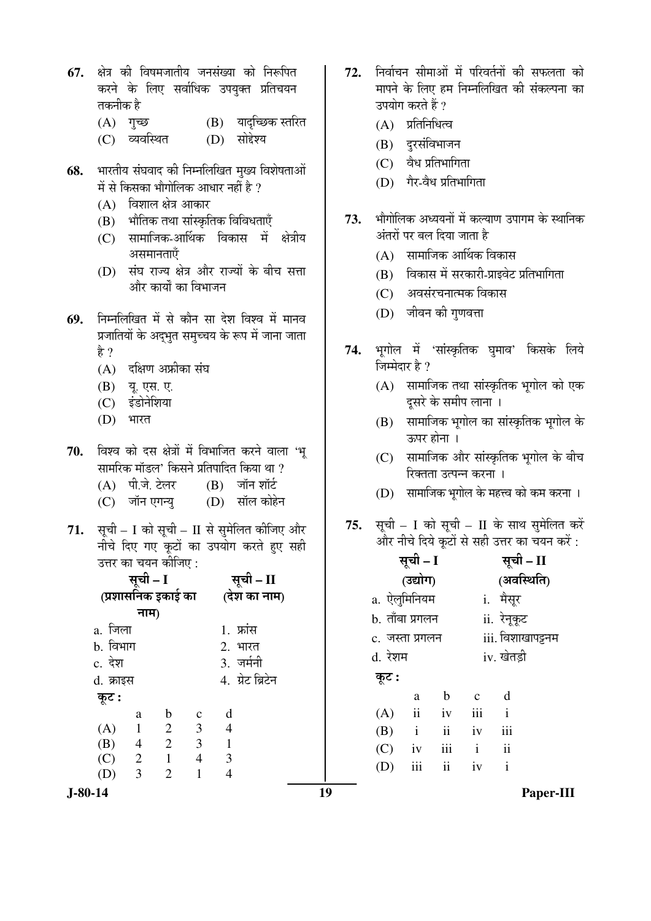67. क्षेत्र की विषमजातीय जनसंख्या को निरूपित करने के लिए सर्वाधिक उपयुक्त प्रतिचयन तकनीक है

(A) गुच्छ
(B) यादृच्छिक स्तरित
(C) व्यवस्थित
(D) सोद्देश्य

68. भारतीय संघवाद की निम्नलिखित मुख्य विशेषताओं में से किसका भौगोलिक आधार नहीं है ?

(A) विशाल क्षेत्र आकार
(B) भौतिक तथा सांस्कृतिक विविधताएँ
(C) सामाजिक-आर्थिक विकास में क्षेत्रीय असमानताएँ
(D) संघ राज्य क्षेत्र और राज्यों के बीच सत्ता और कार्यों का विभाजन

69. निम्नलिखित में से कौन सा देश विश्व में मानव प्रजातियों के अद्भुत समुच्चय के रूप में जाना जाता है ?

(A) दक्षिण अफ्रीका संघ
(B) यू. एस. ए.
(C) इंडोनेशिया
(D) भारत

70. विश्व को दस क्षेत्रों में विभाजित करने वाला 'भू सामरिक मॉडल' किसने प्रतिपादित किया था ?

(A) पी.जे. टेलर
(B) जॉन शॉर्ट
(C) जॉन एगन्यु
(D) सॉल कोहेन

71. सूची – I को सूची – II से सुमेलित कीजिए और नीचे दिए गए कूटों का उपयोग करते हुए सही उत्तर का चयन कीजिए :

| सूची – I (प्रशासनिक इकाई का नाम) | सूची – II (देश का नाम) |
|---|---|
| a. जिला | 1. फ्रांस |
| b. विभाग | 2. भारत |
| c. देश | 3. जर्मनी |
| d. क्राइस | 4. ग्रेट ब्रिटेन |

**कूट :**

| | a | b | c | d |
|---|---|---|---|---|
| (A) | 1 | 2 | 3 | 4 |
| (B) | 4 | 2 | 3 | 1 |
| (C) | 2 | 1 | 4 | 3 |
| (D) | 3 | 2 | 1 | 4 |

72. निर्वाचन सीमाओं में परिवर्तनों की सफलता को मापने के लिए हम निम्नलिखित की संकल्पना का उपयोग करते हैं ?

(A) प्रतिनिधित्व
(B) दुरसंविभाजन
(C) वैध प्रतिभागिता
(D) गैर-वैध प्रतिभागिता

73. भौगोलिक अध्ययनों में कल्याण उपागम के स्थानिक अंतरों पर बल दिया जाता है

(A) सामाजिक आर्थिक विकास
(B) विकास में सरकारी-प्राइवेट प्रतिभागिता
(C) अवसंरचनात्मक विकास
(D) जीवन की गुणवत्ता

74. भूगोल में 'सांस्कृतिक घुमाव' किसके लिये जिम्मेदार है ?

(A) सामाजिक तथा सांस्कृतिक भूगोल को एक दूसरे के समीप लाना ।
(B) सामाजिक भूगोल का सांस्कृतिक भूगोल के ऊपर होना ।
(C) सामाजिक और सांस्कृतिक भूगोल के बीच रिक्तता उत्पन्न करना ।
(D) सामाजिक भूगोल के महत्त्व को कम करना ।

75. सूची – I को सूची – II के साथ सुमेलित करें और नीचे दिये कूटों से सही उत्तर का चयन करें :

| सूची – I (उद्योग) | सूची – II (अवस्थिति) |
|---|---|
| a. ऐलुमिनियम | i. मैसूर |
| b. ताँबा प्रगलन | ii. रेनूकूट |
| c. जस्ता प्रगलन | iii. विशाखापट्टनम |
| d. रेशम | iv. खेतड़ी |

**कूट :**

| | a | b | c | d |
|---|---|---|---|---|
| (A) | ii | iv | iii | i |
| (B) | i | ii | iv | iii |
| (C) | iv | iii | i | ii |
| (D) | iii | ii | iv | i |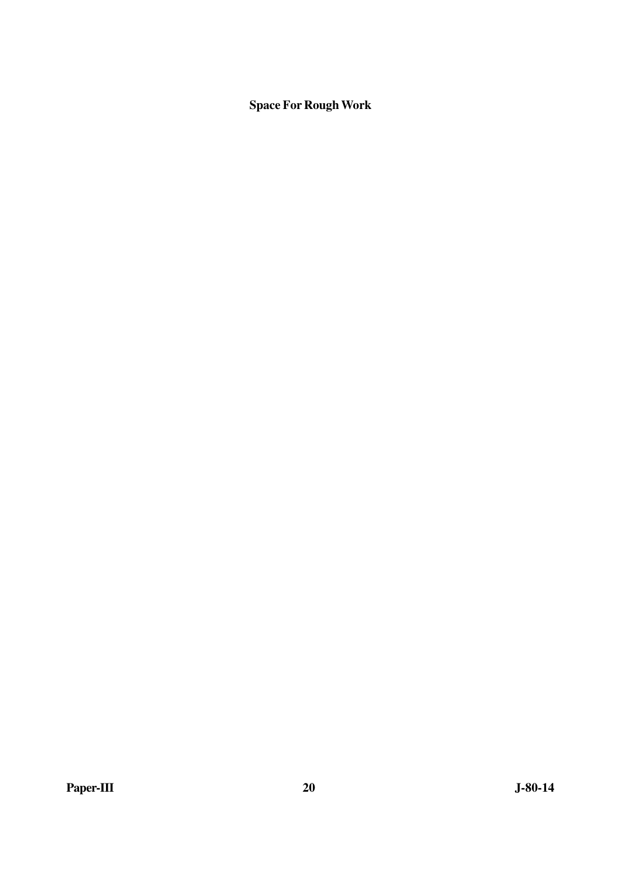**Space For Rough Work**